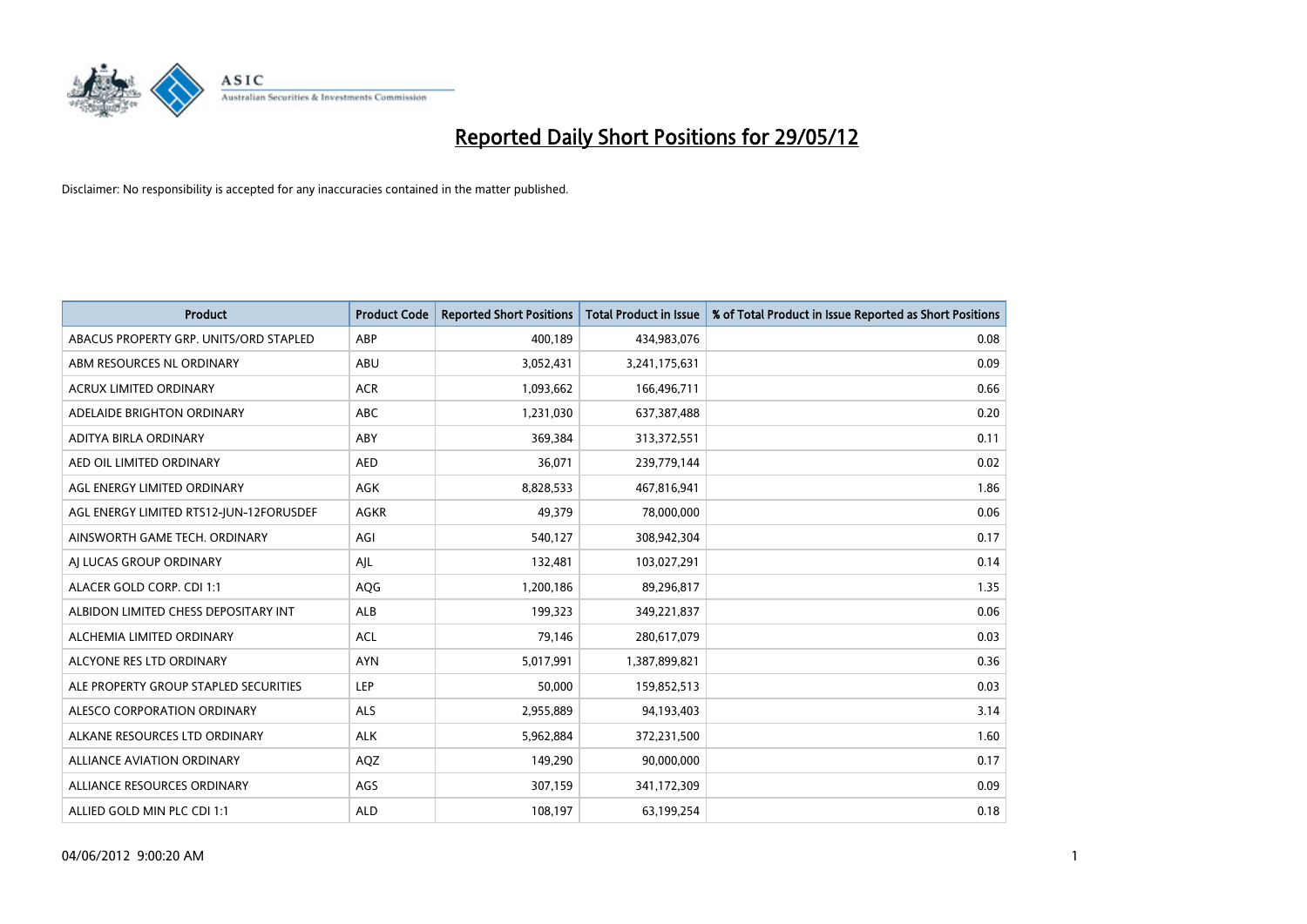# Reported Daily Short Positions for 29/05/12

Disclaimer: No responsibility is accepted for any inaccuracies contained in the matter published.

| Product | Product Code | Reported Short Positions | Total Product in Issue | % of Total Product in Issue Reported as Short Positions |
|---|---|---|---|---|
| ABACUS PROPERTY GRP. UNITS/ORD STAPLED | ABP | 400,189 | 434,983,076 | 0.08 |
| ABM RESOURCES NL ORDINARY | ABU | 3,052,431 | 3,241,175,631 | 0.09 |
| ACRUX LIMITED ORDINARY | ACR | 1,093,662 | 166,496,711 | 0.66 |
| ADELAIDE BRIGHTON ORDINARY | ABC | 1,231,030 | 637,387,488 | 0.20 |
| ADITYA BIRLA ORDINARY | ABY | 369,384 | 313,372,551 | 0.11 |
| AED OIL LIMITED ORDINARY | AED | 36,071 | 239,779,144 | 0.02 |
| AGL ENERGY LIMITED ORDINARY | AGK | 8,828,533 | 467,816,941 | 1.86 |
| AGL ENERGY LIMITED RTS12-JUN-12FORUSDEF | AGKR | 49,379 | 78,000,000 | 0.06 |
| AINSWORTH GAME TECH. ORDINARY | AGI | 540,127 | 308,942,304 | 0.17 |
| AJ LUCAS GROUP ORDINARY | AJL | 132,481 | 103,027,291 | 0.14 |
| ALACER GOLD CORP. CDI 1:1 | AQG | 1,200,186 | 89,296,817 | 1.35 |
| ALBIDON LIMITED CHESS DEPOSITARY INT | ALB | 199,323 | 349,221,837 | 0.06 |
| ALCHEMIA LIMITED ORDINARY | ACL | 79,146 | 280,617,079 | 0.03 |
| ALCYONE RES LTD ORDINARY | AYN | 5,017,991 | 1,387,899,821 | 0.36 |
| ALE PROPERTY GROUP STAPLED SECURITIES | LEP | 50,000 | 159,852,513 | 0.03 |
| ALESCO CORPORATION ORDINARY | ALS | 2,955,889 | 94,193,403 | 3.14 |
| ALKANE RESOURCES LTD ORDINARY | ALK | 5,962,884 | 372,231,500 | 1.60 |
| ALLIANCE AVIATION ORDINARY | AQZ | 149,290 | 90,000,000 | 0.17 |
| ALLIANCE RESOURCES ORDINARY | AGS | 307,159 | 341,172,309 | 0.09 |
| ALLIED GOLD MIN PLC CDI 1:1 | ALD | 108,197 | 63,199,254 | 0.18 |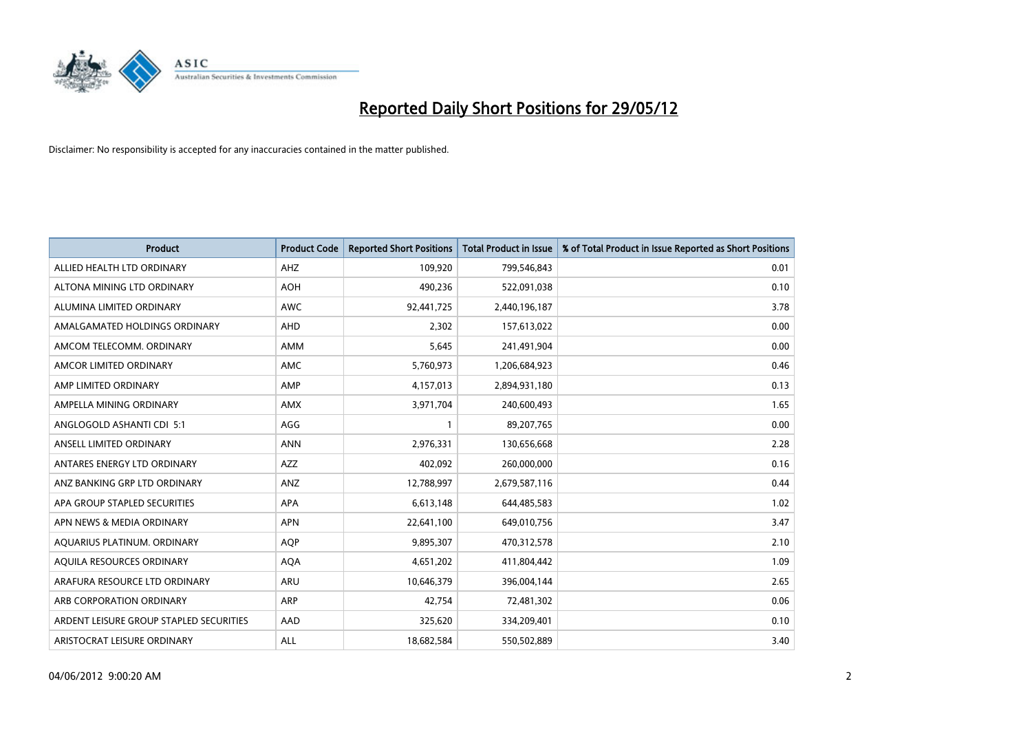# Reported Daily Short Positions for 29/05/12

Disclaimer: No responsibility is accepted for any inaccuracies contained in the matter published.

| Product | Product Code | Reported Short Positions | Total Product in Issue | % of Total Product in Issue Reported as Short Positions |
|---|---|---|---|---|
| ALLIED HEALTH LTD ORDINARY | AHZ | 109,920 | 799,546,843 | 0.01 |
| ALTONA MINING LTD ORDINARY | AOH | 490,236 | 522,091,038 | 0.10 |
| ALUMINA LIMITED ORDINARY | AWC | 92,441,725 | 2,440,196,187 | 3.78 |
| AMALGAMATED HOLDINGS ORDINARY | AHD | 2,302 | 157,613,022 | 0.00 |
| AMCOM TELECOMM. ORDINARY | AMM | 5,645 | 241,491,904 | 0.00 |
| AMCOR LIMITED ORDINARY | AMC | 5,760,973 | 1,206,684,923 | 0.46 |
| AMP LIMITED ORDINARY | AMP | 4,157,013 | 2,894,931,180 | 0.13 |
| AMPELLA MINING ORDINARY | AMX | 3,971,704 | 240,600,493 | 1.65 |
| ANGLOGOLD ASHANTI CDI 5:1 | AGG | 1 | 89,207,765 | 0.00 |
| ANSELL LIMITED ORDINARY | ANN | 2,976,331 | 130,656,668 | 2.28 |
| ANTARES ENERGY LTD ORDINARY | AZZ | 402,092 | 260,000,000 | 0.16 |
| ANZ BANKING GRP LTD ORDINARY | ANZ | 12,788,997 | 2,679,587,116 | 0.44 |
| APA GROUP STAPLED SECURITIES | APA | 6,613,148 | 644,485,583 | 1.02 |
| APN NEWS & MEDIA ORDINARY | APN | 22,641,100 | 649,010,756 | 3.47 |
| AQUARIUS PLATINUM. ORDINARY | AQP | 9,895,307 | 470,312,578 | 2.10 |
| AQUILA RESOURCES ORDINARY | AQA | 4,651,202 | 411,804,442 | 1.09 |
| ARAFURA RESOURCE LTD ORDINARY | ARU | 10,646,379 | 396,004,144 | 2.65 |
| ARB CORPORATION ORDINARY | ARP | 42,754 | 72,481,302 | 0.06 |
| ARDENT LEISURE GROUP STAPLED SECURITIES | AAD | 325,620 | 334,209,401 | 0.10 |
| ARISTOCRAT LEISURE ORDINARY | ALL | 18,682,584 | 550,502,889 | 3.40 |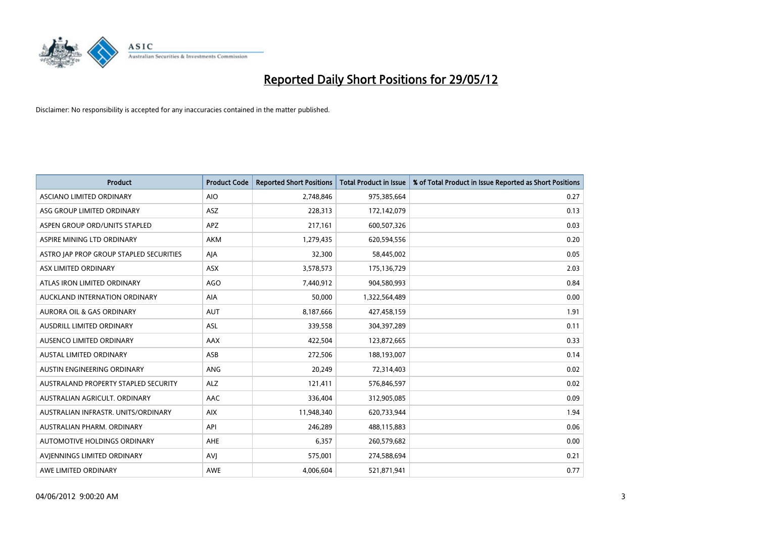# Reported Daily Short Positions for 29/05/12

Disclaimer: No responsibility is accepted for any inaccuracies contained in the matter published.

| Product | Product Code | Reported Short Positions | Total Product in Issue | % of Total Product in Issue Reported as Short Positions |
| --- | --- | --- | --- | --- |
| ASCIANO LIMITED ORDINARY | AIO | 2,748,846 | 975,385,664 | 0.27 |
| ASG GROUP LIMITED ORDINARY | ASZ | 228,313 | 172,142,079 | 0.13 |
| ASPEN GROUP ORD/UNITS STAPLED | APZ | 217,161 | 600,507,326 | 0.03 |
| ASPIRE MINING LTD ORDINARY | AKM | 1,279,435 | 620,594,556 | 0.20 |
| ASTRO JAP PROP GROUP STAPLED SECURITIES | AJA | 32,300 | 58,445,002 | 0.05 |
| ASX LIMITED ORDINARY | ASX | 3,578,573 | 175,136,729 | 2.03 |
| ATLAS IRON LIMITED ORDINARY | AGO | 7,440,912 | 904,580,993 | 0.84 |
| AUCKLAND INTERNATION ORDINARY | AIA | 50,000 | 1,322,564,489 | 0.00 |
| AURORA OIL & GAS ORDINARY | AUT | 8,187,666 | 427,458,159 | 1.91 |
| AUSDRILL LIMITED ORDINARY | ASL | 339,558 | 304,397,289 | 0.11 |
| AUSENCO LIMITED ORDINARY | AAX | 422,504 | 123,872,665 | 0.33 |
| AUSTAL LIMITED ORDINARY | ASB | 272,506 | 188,193,007 | 0.14 |
| AUSTIN ENGINEERING ORDINARY | ANG | 20,249 | 72,314,403 | 0.02 |
| AUSTRALAND PROPERTY STAPLED SECURITY | ALZ | 121,411 | 576,846,597 | 0.02 |
| AUSTRALIAN AGRICULT. ORDINARY | AAC | 336,404 | 312,905,085 | 0.09 |
| AUSTRALIAN INFRASTR. UNITS/ORDINARY | AIX | 11,948,340 | 620,733,944 | 1.94 |
| AUSTRALIAN PHARM. ORDINARY | API | 246,289 | 488,115,883 | 0.06 |
| AUTOMOTIVE HOLDINGS ORDINARY | AHE | 6,357 | 260,579,682 | 0.00 |
| AVJENNINGS LIMITED ORDINARY | AVJ | 575,001 | 274,588,694 | 0.21 |
| AWE LIMITED ORDINARY | AWE | 4,006,604 | 521,871,941 | 0.77 |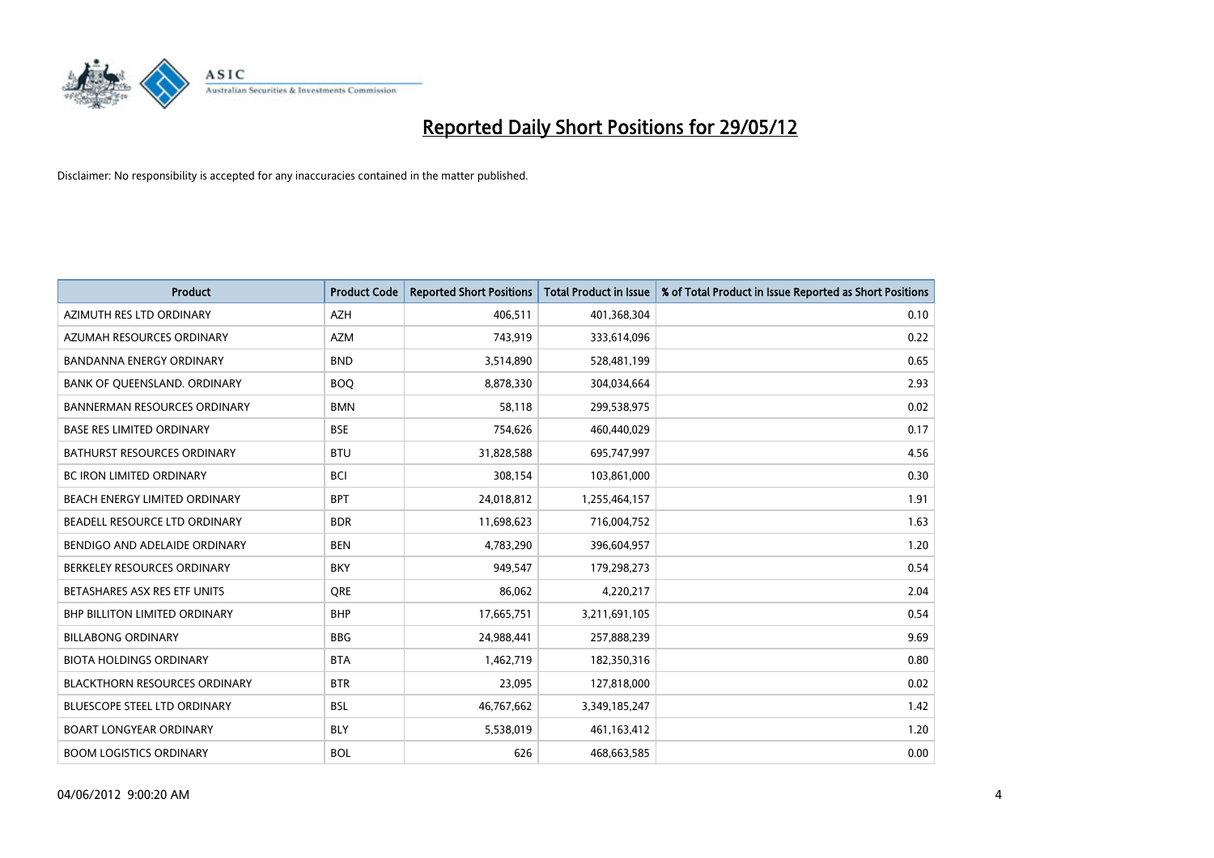# Reported Daily Short Positions for 29/05/12

Disclaimer: No responsibility is accepted for any inaccuracies contained in the matter published.

| Product | Product Code | Reported Short Positions | Total Product in Issue | % of Total Product in Issue Reported as Short Positions |
|---|---|---|---|---|
| AZIMUTH RES LTD ORDINARY | AZH | 406,511 | 401,368,304 | 0.10 |
| AZUMAH RESOURCES ORDINARY | AZM | 743,919 | 333,614,096 | 0.22 |
| BANDANNA ENERGY ORDINARY | BND | 3,514,890 | 528,481,199 | 0.65 |
| BANK OF QUEENSLAND. ORDINARY | BOQ | 8,878,330 | 304,034,664 | 2.93 |
| BANNERMAN RESOURCES ORDINARY | BMN | 58,118 | 299,538,975 | 0.02 |
| BASE RES LIMITED ORDINARY | BSE | 754,626 | 460,440,029 | 0.17 |
| BATHURST RESOURCES ORDINARY | BTU | 31,828,588 | 695,747,997 | 4.56 |
| BC IRON LIMITED ORDINARY | BCI | 308,154 | 103,861,000 | 0.30 |
| BEACH ENERGY LIMITED ORDINARY | BPT | 24,018,812 | 1,255,464,157 | 1.91 |
| BEADELL RESOURCE LTD ORDINARY | BDR | 11,698,623 | 716,004,752 | 1.63 |
| BENDIGO AND ADELAIDE ORDINARY | BEN | 4,783,290 | 396,604,957 | 1.20 |
| BERKELEY RESOURCES ORDINARY | BKY | 949,547 | 179,298,273 | 0.54 |
| BETASHARES ASX RES ETF UNITS | QRE | 86,062 | 4,220,217 | 2.04 |
| BHP BILLITON LIMITED ORDINARY | BHP | 17,665,751 | 3,211,691,105 | 0.54 |
| BILLABONG ORDINARY | BBG | 24,988,441 | 257,888,239 | 9.69 |
| BIOTA HOLDINGS ORDINARY | BTA | 1,462,719 | 182,350,316 | 0.80 |
| BLACKTHORN RESOURCES ORDINARY | BTR | 23,095 | 127,818,000 | 0.02 |
| BLUESCOPE STEEL LTD ORDINARY | BSL | 46,767,662 | 3,349,185,247 | 1.42 |
| BOART LONGYEAR ORDINARY | BLY | 5,538,019 | 461,163,412 | 1.20 |
| BOOM LOGISTICS ORDINARY | BOL | 626 | 468,663,585 | 0.00 |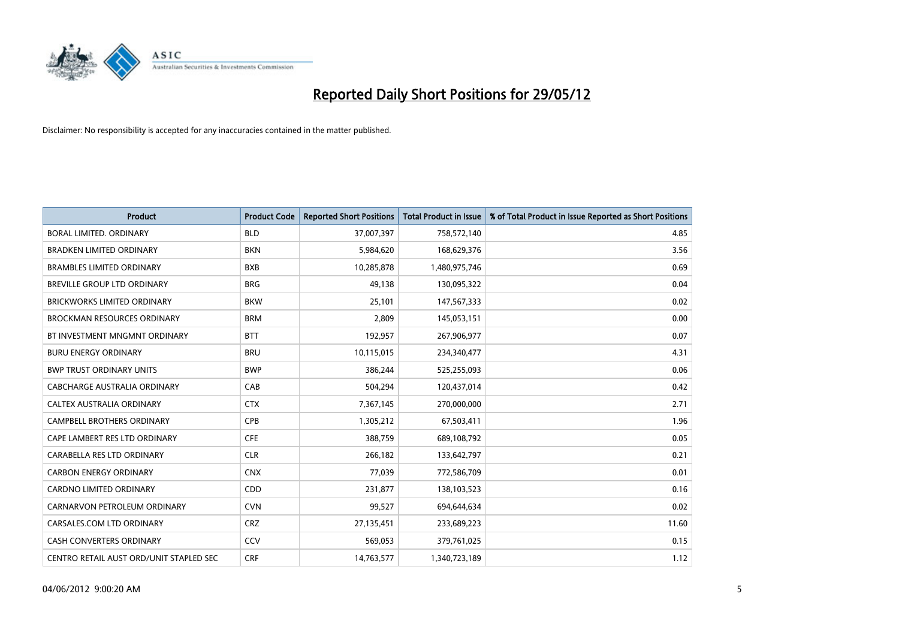# Reported Daily Short Positions for 29/05/12

Disclaimer: No responsibility is accepted for any inaccuracies contained in the matter published.

| Product | Product Code | Reported Short Positions | Total Product in Issue | % of Total Product in Issue Reported as Short Positions |
| --- | --- | --- | --- | --- |
| BORAL LIMITED. ORDINARY | BLD | 37,007,397 | 758,572,140 | 4.85 |
| BRADKEN LIMITED ORDINARY | BKN | 5,984,620 | 168,629,376 | 3.56 |
| BRAMBLES LIMITED ORDINARY | BXB | 10,285,878 | 1,480,975,746 | 0.69 |
| BREVILLE GROUP LTD ORDINARY | BRG | 49,138 | 130,095,322 | 0.04 |
| BRICKWORKS LIMITED ORDINARY | BKW | 25,101 | 147,567,333 | 0.02 |
| BROCKMAN RESOURCES ORDINARY | BRM | 2,809 | 145,053,151 | 0.00 |
| BT INVESTMENT MNGMNT ORDINARY | BTT | 192,957 | 267,906,977 | 0.07 |
| BURU ENERGY ORDINARY | BRU | 10,115,015 | 234,340,477 | 4.31 |
| BWP TRUST ORDINARY UNITS | BWP | 386,244 | 525,255,093 | 0.06 |
| CABCHARGE AUSTRALIA ORDINARY | CAB | 504,294 | 120,437,014 | 0.42 |
| CALTEX AUSTRALIA ORDINARY | CTX | 7,367,145 | 270,000,000 | 2.71 |
| CAMPBELL BROTHERS ORDINARY | CPB | 1,305,212 | 67,503,411 | 1.96 |
| CAPE LAMBERT RES LTD ORDINARY | CFE | 388,759 | 689,108,792 | 0.05 |
| CARABELLA RES LTD ORDINARY | CLR | 266,182 | 133,642,797 | 0.21 |
| CARBON ENERGY ORDINARY | CNX | 77,039 | 772,586,709 | 0.01 |
| CARDNO LIMITED ORDINARY | CDD | 231,877 | 138,103,523 | 0.16 |
| CARNARVON PETROLEUM ORDINARY | CVN | 99,527 | 694,644,634 | 0.02 |
| CARSALES.COM LTD ORDINARY | CRZ | 27,135,451 | 233,689,223 | 11.60 |
| CASH CONVERTERS ORDINARY | CCV | 569,053 | 379,761,025 | 0.15 |
| CENTRO RETAIL AUST ORD/UNIT STAPLED SEC | CRF | 14,763,577 | 1,340,723,189 | 1.12 |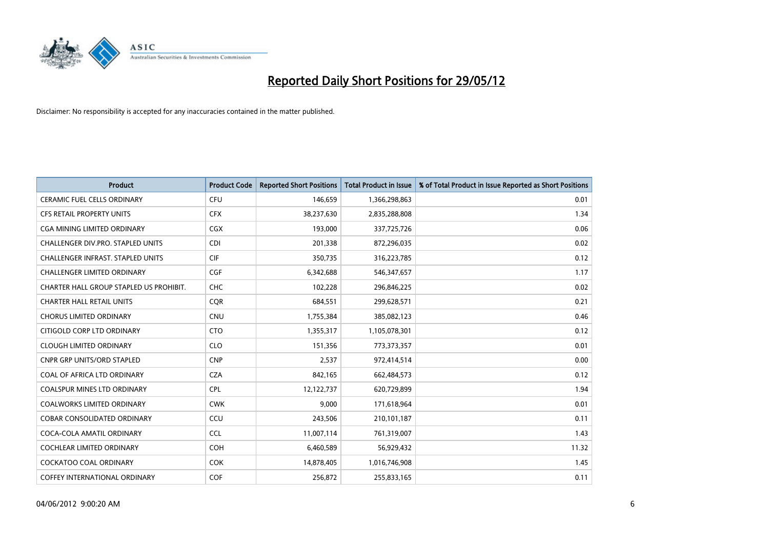# Reported Daily Short Positions for 29/05/12

Disclaimer: No responsibility is accepted for any inaccuracies contained in the matter published.

| Product | Product Code | Reported Short Positions | Total Product in Issue | % of Total Product in Issue Reported as Short Positions |
|---|---|---|---|---|
| CERAMIC FUEL CELLS ORDINARY | CFU | 146,659 | 1,366,298,863 | 0.01 |
| CFS RETAIL PROPERTY UNITS | CFX | 38,237,630 | 2,835,288,808 | 1.34 |
| CGA MINING LIMITED ORDINARY | CGX | 193,000 | 337,725,726 | 0.06 |
| CHALLENGER DIV.PRO. STAPLED UNITS | CDI | 201,338 | 872,296,035 | 0.02 |
| CHALLENGER INFRAST. STAPLED UNITS | CIF | 350,735 | 316,223,785 | 0.12 |
| CHALLENGER LIMITED ORDINARY | CGF | 6,342,688 | 546,347,657 | 1.17 |
| CHARTER HALL GROUP STAPLED US PROHIBIT. | CHC | 102,228 | 296,846,225 | 0.02 |
| CHARTER HALL RETAIL UNITS | CQR | 684,551 | 299,628,571 | 0.21 |
| CHORUS LIMITED ORDINARY | CNU | 1,755,384 | 385,082,123 | 0.46 |
| CITIGOLD CORP LTD ORDINARY | CTO | 1,355,317 | 1,105,078,301 | 0.12 |
| CLOUGH LIMITED ORDINARY | CLO | 151,356 | 773,373,357 | 0.01 |
| CNPR GRP UNITS/ORD STAPLED | CNP | 2,537 | 972,414,514 | 0.00 |
| COAL OF AFRICA LTD ORDINARY | CZA | 842,165 | 662,484,573 | 0.12 |
| COALSPUR MINES LTD ORDINARY | CPL | 12,122,737 | 620,729,899 | 1.94 |
| COALWORKS LIMITED ORDINARY | CWK | 9,000 | 171,618,964 | 0.01 |
| COBAR CONSOLIDATED ORDINARY | CCU | 243,506 | 210,101,187 | 0.11 |
| COCA-COLA AMATIL ORDINARY | CCL | 11,007,114 | 761,319,007 | 1.43 |
| COCHLEAR LIMITED ORDINARY | COH | 6,460,589 | 56,929,432 | 11.32 |
| COCKATOO COAL ORDINARY | COK | 14,878,405 | 1,016,746,908 | 1.45 |
| COFFEY INTERNATIONAL ORDINARY | COF | 256,872 | 255,833,165 | 0.11 |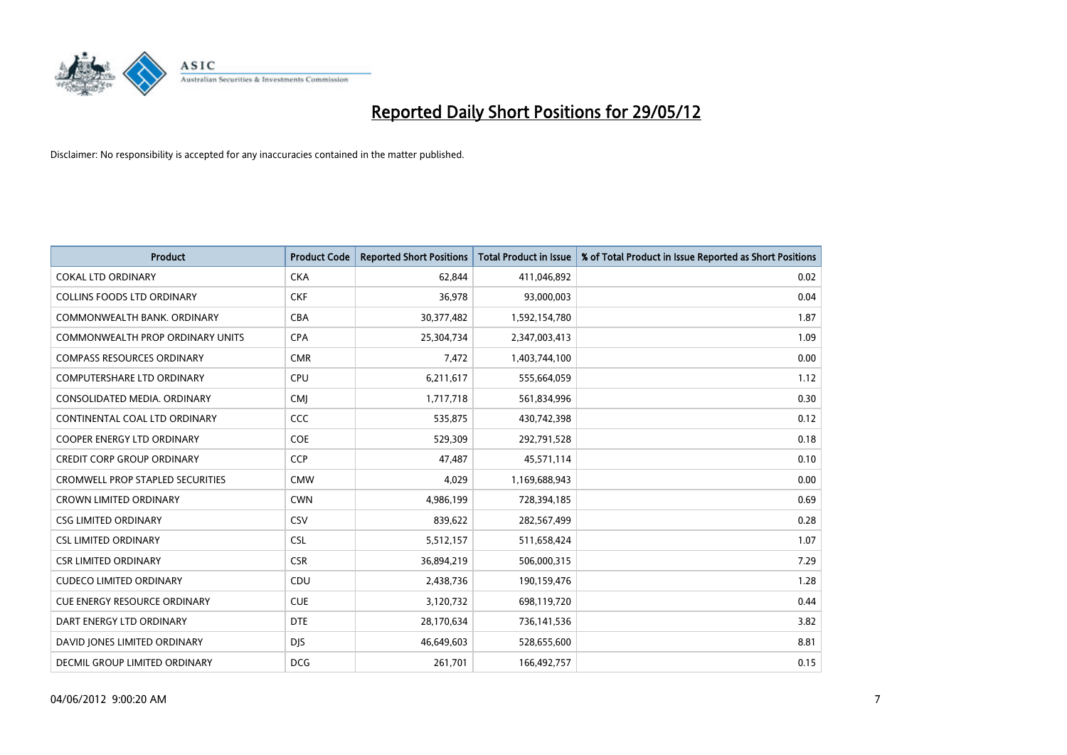# Reported Daily Short Positions for 29/05/12

Disclaimer: No responsibility is accepted for any inaccuracies contained in the matter published.

| Product | Product Code | Reported Short Positions | Total Product in Issue | % of Total Product in Issue Reported as Short Positions |
|---|---|---|---|---|
| COKAL LTD ORDINARY | CKA | 62,844 | 411,046,892 | 0.02 |
| COLLINS FOODS LTD ORDINARY | CKF | 36,978 | 93,000,003 | 0.04 |
| COMMONWEALTH BANK. ORDINARY | CBA | 30,377,482 | 1,592,154,780 | 1.87 |
| COMMONWEALTH PROP ORDINARY UNITS | CPA | 25,304,734 | 2,347,003,413 | 1.09 |
| COMPASS RESOURCES ORDINARY | CMR | 7,472 | 1,403,744,100 | 0.00 |
| COMPUTERSHARE LTD ORDINARY | CPU | 6,211,617 | 555,664,059 | 1.12 |
| CONSOLIDATED MEDIA. ORDINARY | CMJ | 1,717,718 | 561,834,996 | 0.30 |
| CONTINENTAL COAL LTD ORDINARY | CCC | 535,875 | 430,742,398 | 0.12 |
| COOPER ENERGY LTD ORDINARY | COE | 529,309 | 292,791,528 | 0.18 |
| CREDIT CORP GROUP ORDINARY | CCP | 47,487 | 45,571,114 | 0.10 |
| CROMWELL PROP STAPLED SECURITIES | CMW | 4,029 | 1,169,688,943 | 0.00 |
| CROWN LIMITED ORDINARY | CWN | 4,986,199 | 728,394,185 | 0.69 |
| CSG LIMITED ORDINARY | CSV | 839,622 | 282,567,499 | 0.28 |
| CSL LIMITED ORDINARY | CSL | 5,512,157 | 511,658,424 | 1.07 |
| CSR LIMITED ORDINARY | CSR | 36,894,219 | 506,000,315 | 7.29 |
| CUDECO LIMITED ORDINARY | CDU | 2,438,736 | 190,159,476 | 1.28 |
| CUE ENERGY RESOURCE ORDINARY | CUE | 3,120,732 | 698,119,720 | 0.44 |
| DART ENERGY LTD ORDINARY | DTE | 28,170,634 | 736,141,536 | 3.82 |
| DAVID JONES LIMITED ORDINARY | DJS | 46,649,603 | 528,655,600 | 8.81 |
| DECMIL GROUP LIMITED ORDINARY | DCG | 261,701 | 166,492,757 | 0.15 |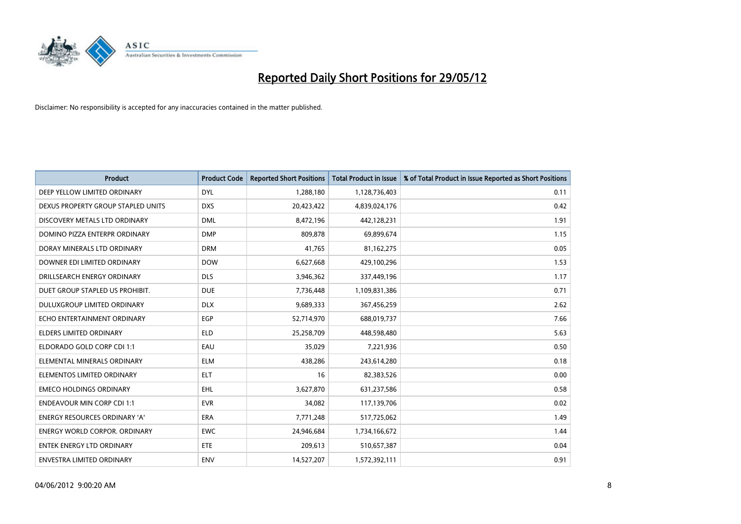# Reported Daily Short Positions for 29/05/12

Disclaimer: No responsibility is accepted for any inaccuracies contained in the matter published.

| Product | Product Code | Reported Short Positions | Total Product in Issue | % of Total Product in Issue Reported as Short Positions |
|---|---|---|---|---|
| DEEP YELLOW LIMITED ORDINARY | DYL | 1,288,180 | 1,128,736,403 | 0.11 |
| DEXUS PROPERTY GROUP STAPLED UNITS | DXS | 20,423,422 | 4,839,024,176 | 0.42 |
| DISCOVERY METALS LTD ORDINARY | DML | 8,472,196 | 442,128,231 | 1.91 |
| DOMINO PIZZA ENTERPR ORDINARY | DMP | 809,878 | 69,899,674 | 1.15 |
| DORAY MINERALS LTD ORDINARY | DRM | 41,765 | 81,162,275 | 0.05 |
| DOWNER EDI LIMITED ORDINARY | DOW | 6,627,668 | 429,100,296 | 1.53 |
| DRILLSEARCH ENERGY ORDINARY | DLS | 3,946,362 | 337,449,196 | 1.17 |
| DUET GROUP STAPLED US PROHIBIT. | DUE | 7,736,448 | 1,109,831,386 | 0.71 |
| DULUXGROUP LIMITED ORDINARY | DLX | 9,689,333 | 367,456,259 | 2.62 |
| ECHO ENTERTAINMENT ORDINARY | EGP | 52,714,970 | 688,019,737 | 7.66 |
| ELDERS LIMITED ORDINARY | ELD | 25,258,709 | 448,598,480 | 5.63 |
| ELDORADO GOLD CORP CDI 1:1 | EAU | 35,029 | 7,221,936 | 0.50 |
| ELEMENTAL MINERALS ORDINARY | ELM | 438,286 | 243,614,280 | 0.18 |
| ELEMENTOS LIMITED ORDINARY | ELT | 16 | 82,383,526 | 0.00 |
| EMECO HOLDINGS ORDINARY | EHL | 3,627,870 | 631,237,586 | 0.58 |
| ENDEAVOUR MIN CORP CDI 1:1 | EVR | 34,082 | 117,139,706 | 0.02 |
| ENERGY RESOURCES ORDINARY 'A' | ERA | 7,771,248 | 517,725,062 | 1.49 |
| ENERGY WORLD CORPOR. ORDINARY | EWC | 24,946,684 | 1,734,166,672 | 1.44 |
| ENTEK ENERGY LTD ORDINARY | ETE | 209,613 | 510,657,387 | 0.04 |
| ENVESTRA LIMITED ORDINARY | ENV | 14,527,207 | 1,572,392,111 | 0.91 |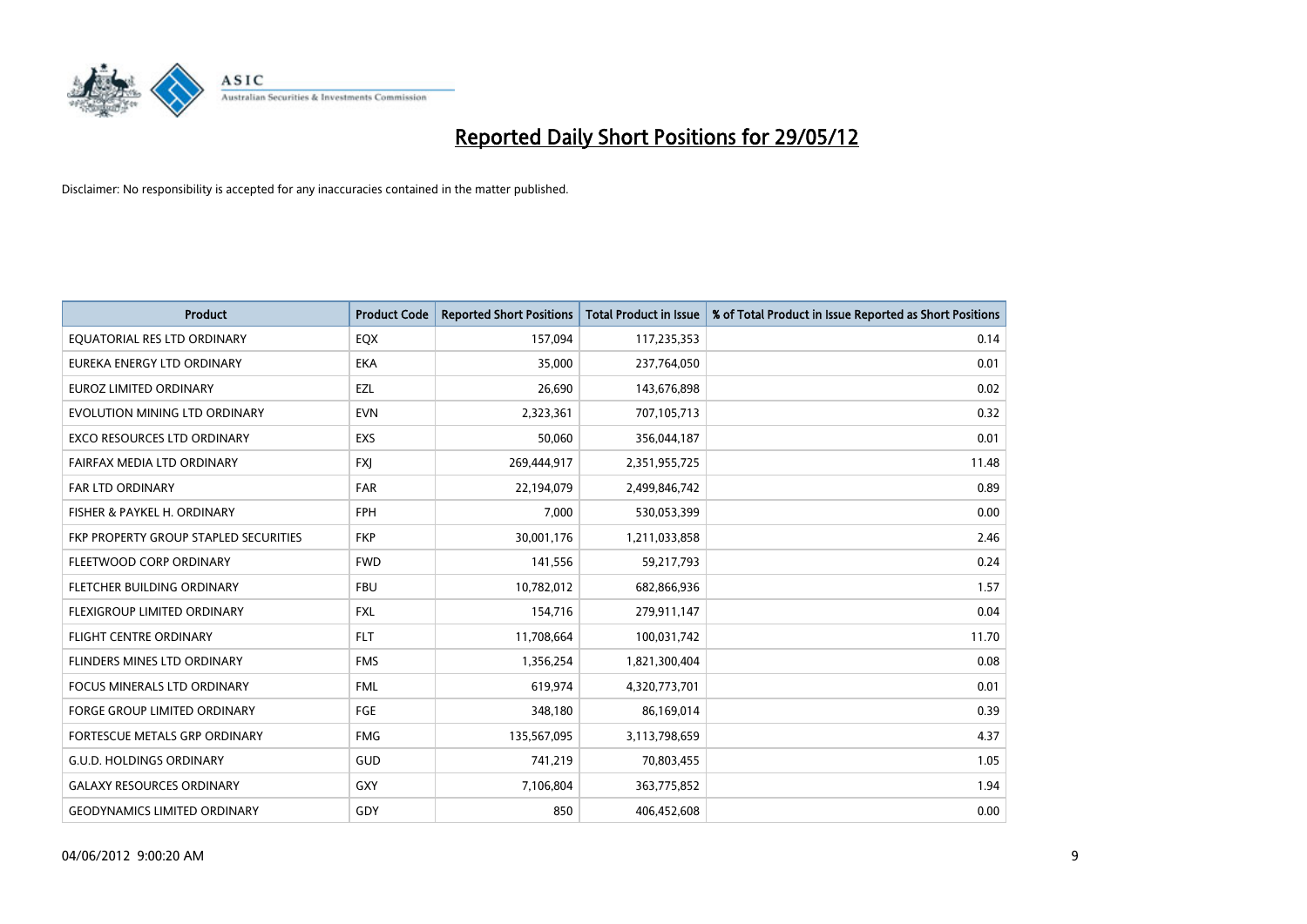# Reported Daily Short Positions for 29/05/12

Disclaimer: No responsibility is accepted for any inaccuracies contained in the matter published.

| Product | Product Code | Reported Short Positions | Total Product in Issue | % of Total Product in Issue Reported as Short Positions |
|---|---|---|---|---|
| EQUATORIAL RES LTD ORDINARY | EQX | 157,094 | 117,235,353 | 0.14 |
| EUREKA ENERGY LTD ORDINARY | EKA | 35,000 | 237,764,050 | 0.01 |
| EUROZ LIMITED ORDINARY | EZL | 26,690 | 143,676,898 | 0.02 |
| EVOLUTION MINING LTD ORDINARY | EVN | 2,323,361 | 707,105,713 | 0.32 |
| EXCO RESOURCES LTD ORDINARY | EXS | 50,060 | 356,044,187 | 0.01 |
| FAIRFAX MEDIA LTD ORDINARY | FXJ | 269,444,917 | 2,351,955,725 | 11.48 |
| FAR LTD ORDINARY | FAR | 22,194,079 | 2,499,846,742 | 0.89 |
| FISHER & PAYKEL H. ORDINARY | FPH | 7,000 | 530,053,399 | 0.00 |
| FKP PROPERTY GROUP STAPLED SECURITIES | FKP | 30,001,176 | 1,211,033,858 | 2.46 |
| FLEETWOOD CORP ORDINARY | FWD | 141,556 | 59,217,793 | 0.24 |
| FLETCHER BUILDING ORDINARY | FBU | 10,782,012 | 682,866,936 | 1.57 |
| FLEXIGROUP LIMITED ORDINARY | FXL | 154,716 | 279,911,147 | 0.04 |
| FLIGHT CENTRE ORDINARY | FLT | 11,708,664 | 100,031,742 | 11.70 |
| FLINDERS MINES LTD ORDINARY | FMS | 1,356,254 | 1,821,300,404 | 0.08 |
| FOCUS MINERALS LTD ORDINARY | FML | 619,974 | 4,320,773,701 | 0.01 |
| FORGE GROUP LIMITED ORDINARY | FGE | 348,180 | 86,169,014 | 0.39 |
| FORTESCUE METALS GRP ORDINARY | FMG | 135,567,095 | 3,113,798,659 | 4.37 |
| G.U.D. HOLDINGS ORDINARY | GUD | 741,219 | 70,803,455 | 1.05 |
| GALAXY RESOURCES ORDINARY | GXY | 7,106,804 | 363,775,852 | 1.94 |
| GEODYNAMICS LIMITED ORDINARY | GDY | 850 | 406,452,608 | 0.00 |

04/06/2012 9:00:20 AM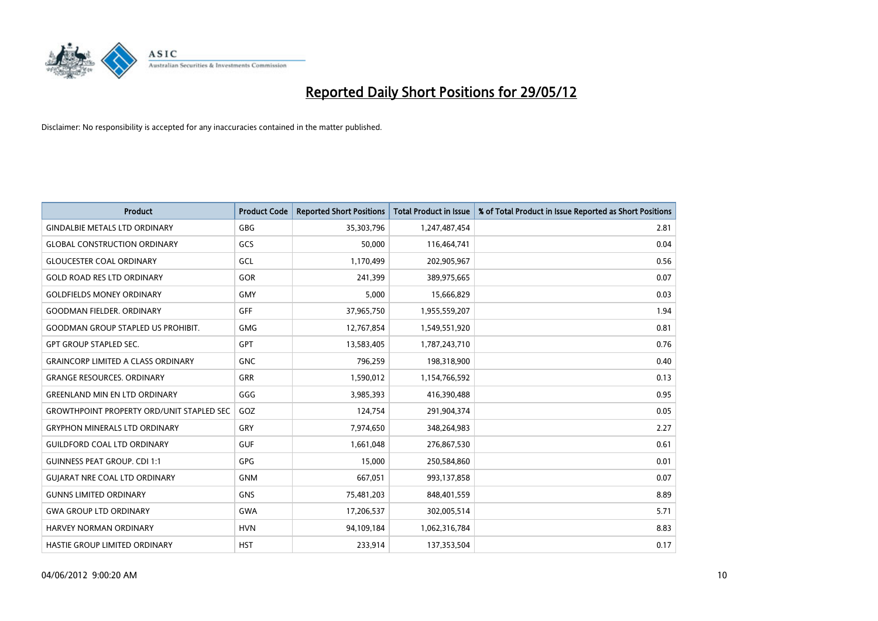# Reported Daily Short Positions for 29/05/12

Disclaimer: No responsibility is accepted for any inaccuracies contained in the matter published.

| Product | Product Code | Reported Short Positions | Total Product in Issue | % of Total Product in Issue Reported as Short Positions |
|---|---|---|---|---|
| GINDALBIE METALS LTD ORDINARY | GBG | 35,303,796 | 1,247,487,454 | 2.81 |
| GLOBAL CONSTRUCTION ORDINARY | GCS | 50,000 | 116,464,741 | 0.04 |
| GLOUCESTER COAL ORDINARY | GCL | 1,170,499 | 202,905,967 | 0.56 |
| GOLD ROAD RES LTD ORDINARY | GOR | 241,399 | 389,975,665 | 0.07 |
| GOLDFIELDS MONEY ORDINARY | GMY | 5,000 | 15,666,829 | 0.03 |
| GOODMAN FIELDER. ORDINARY | GFF | 37,965,750 | 1,955,559,207 | 1.94 |
| GOODMAN GROUP STAPLED US PROHIBIT. | GMG | 12,767,854 | 1,549,551,920 | 0.81 |
| GPT GROUP STAPLED SEC. | GPT | 13,583,405 | 1,787,243,710 | 0.76 |
| GRAINCORP LIMITED A CLASS ORDINARY | GNC | 796,259 | 198,318,900 | 0.40 |
| GRANGE RESOURCES. ORDINARY | GRR | 1,590,012 | 1,154,766,592 | 0.13 |
| GREENLAND MIN EN LTD ORDINARY | GGG | 3,985,393 | 416,390,488 | 0.95 |
| GROWTHPOINT PROPERTY ORD/UNIT STAPLED SEC | GOZ | 124,754 | 291,904,374 | 0.05 |
| GRYPHON MINERALS LTD ORDINARY | GRY | 7,974,650 | 348,264,983 | 2.27 |
| GUILDFORD COAL LTD ORDINARY | GUF | 1,661,048 | 276,867,530 | 0.61 |
| GUINNESS PEAT GROUP. CDI 1:1 | GPG | 15,000 | 250,584,860 | 0.01 |
| GUJARAT NRE COAL LTD ORDINARY | GNM | 667,051 | 993,137,858 | 0.07 |
| GUNNS LIMITED ORDINARY | GNS | 75,481,203 | 848,401,559 | 8.89 |
| GWA GROUP LTD ORDINARY | GWA | 17,206,537 | 302,005,514 | 5.71 |
| HARVEY NORMAN ORDINARY | HVN | 94,109,184 | 1,062,316,784 | 8.83 |
| HASTIE GROUP LIMITED ORDINARY | HST | 233,914 | 137,353,504 | 0.17 |

04/06/2012 9:00:20 AM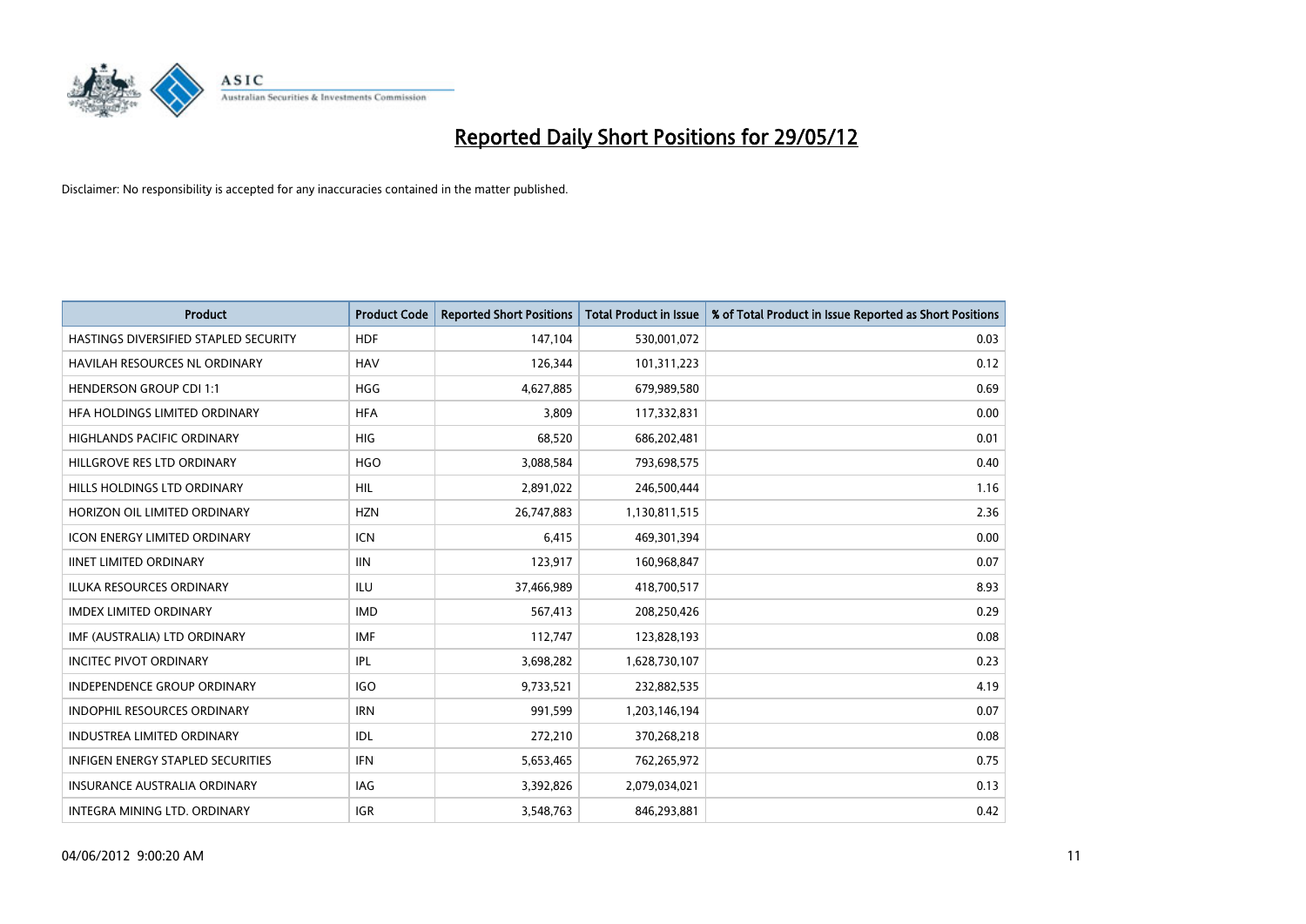# Reported Daily Short Positions for 29/05/12

Disclaimer: No responsibility is accepted for any inaccuracies contained in the matter published.

| Product | Product Code | Reported Short Positions | Total Product in Issue | % of Total Product in Issue Reported as Short Positions |
|---|---|---|---|---|
| HASTINGS DIVERSIFIED STAPLED SECURITY | HDF | 147,104 | 530,001,072 | 0.03 |
| HAVILAH RESOURCES NL ORDINARY | HAV | 126,344 | 101,311,223 | 0.12 |
| HENDERSON GROUP CDI 1:1 | HGG | 4,627,885 | 679,989,580 | 0.69 |
| HFA HOLDINGS LIMITED ORDINARY | HFA | 3,809 | 117,332,831 | 0.00 |
| HIGHLANDS PACIFIC ORDINARY | HIG | 68,520 | 686,202,481 | 0.01 |
| HILLGROVE RES LTD ORDINARY | HGO | 3,088,584 | 793,698,575 | 0.40 |
| HILLS HOLDINGS LTD ORDINARY | HIL | 2,891,022 | 246,500,444 | 1.16 |
| HORIZON OIL LIMITED ORDINARY | HZN | 26,747,883 | 1,130,811,515 | 2.36 |
| ICON ENERGY LIMITED ORDINARY | ICN | 6,415 | 469,301,394 | 0.00 |
| IINET LIMITED ORDINARY | IIN | 123,917 | 160,968,847 | 0.07 |
| ILUKA RESOURCES ORDINARY | ILU | 37,466,989 | 418,700,517 | 8.93 |
| IMDEX LIMITED ORDINARY | IMD | 567,413 | 208,250,426 | 0.29 |
| IMF (AUSTRALIA) LTD ORDINARY | IMF | 112,747 | 123,828,193 | 0.08 |
| INCITEC PIVOT ORDINARY | IPL | 3,698,282 | 1,628,730,107 | 0.23 |
| INDEPENDENCE GROUP ORDINARY | IGO | 9,733,521 | 232,882,535 | 4.19 |
| INDOPHIL RESOURCES ORDINARY | IRN | 991,599 | 1,203,146,194 | 0.07 |
| INDUSTREA LIMITED ORDINARY | IDL | 272,210 | 370,268,218 | 0.08 |
| INFIGEN ENERGY STAPLED SECURITIES | IFN | 5,653,465 | 762,265,972 | 0.75 |
| INSURANCE AUSTRALIA ORDINARY | IAG | 3,392,826 | 2,079,034,021 | 0.13 |
| INTEGRA MINING LTD. ORDINARY | IGR | 3,548,763 | 846,293,881 | 0.42 |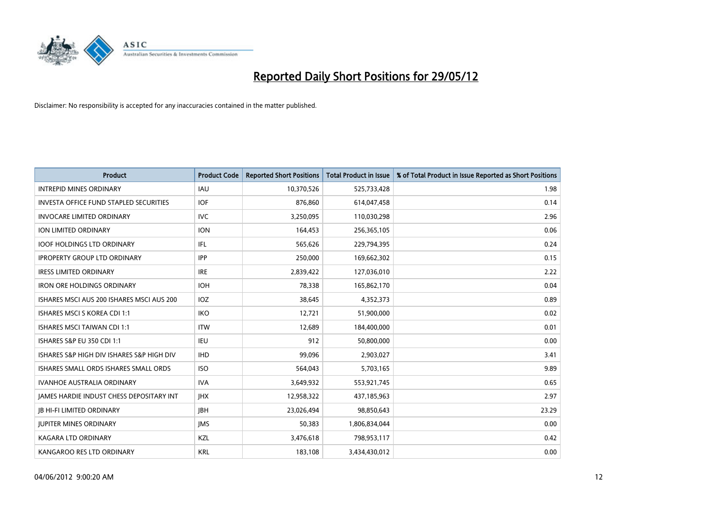# Reported Daily Short Positions for 29/05/12

Disclaimer: No responsibility is accepted for any inaccuracies contained in the matter published.

| Product | Product Code | Reported Short Positions | Total Product in Issue | % of Total Product in Issue Reported as Short Positions |
|---|---|---|---|---|
| INTREPID MINES ORDINARY | IAU | 10,370,526 | 525,733,428 | 1.98 |
| INVESTA OFFICE FUND STAPLED SECURITIES | IOF | 876,860 | 614,047,458 | 0.14 |
| INVOCARE LIMITED ORDINARY | IVC | 3,250,095 | 110,030,298 | 2.96 |
| ION LIMITED ORDINARY | ION | 164,453 | 256,365,105 | 0.06 |
| IOOF HOLDINGS LTD ORDINARY | IFL | 565,626 | 229,794,395 | 0.24 |
| IPROPERTY GROUP LTD ORDINARY | IPP | 250,000 | 169,662,302 | 0.15 |
| IRESS LIMITED ORDINARY | IRE | 2,839,422 | 127,036,010 | 2.22 |
| IRON ORE HOLDINGS ORDINARY | IOH | 78,338 | 165,862,170 | 0.04 |
| ISHARES MSCI AUS 200 ISHARES MSCI AUS 200 | IOZ | 38,645 | 4,352,373 | 0.89 |
| ISHARES MSCI S KOREA CDI 1:1 | IKO | 12,721 | 51,900,000 | 0.02 |
| ISHARES MSCI TAIWAN CDI 1:1 | ITW | 12,689 | 184,400,000 | 0.01 |
| ISHARES S&P EU 350 CDI 1:1 | IEU | 912 | 50,800,000 | 0.00 |
| ISHARES S&P HIGH DIV ISHARES S&P HIGH DIV | IHD | 99,096 | 2,903,027 | 3.41 |
| ISHARES SMALL ORDS ISHARES SMALL ORDS | ISO | 564,043 | 5,703,165 | 9.89 |
| IVANHOE AUSTRALIA ORDINARY | IVA | 3,649,932 | 553,921,745 | 0.65 |
| JAMES HARDIE INDUST CHESS DEPOSITARY INT | JHX | 12,958,322 | 437,185,963 | 2.97 |
| JB HI-FI LIMITED ORDINARY | JBH | 23,026,494 | 98,850,643 | 23.29 |
| JUPITER MINES ORDINARY | JMS | 50,383 | 1,806,834,044 | 0.00 |
| KAGARA LTD ORDINARY | KZL | 3,476,618 | 798,953,117 | 0.42 |
| KANGAROO RES LTD ORDINARY | KRL | 183,108 | 3,434,430,012 | 0.00 |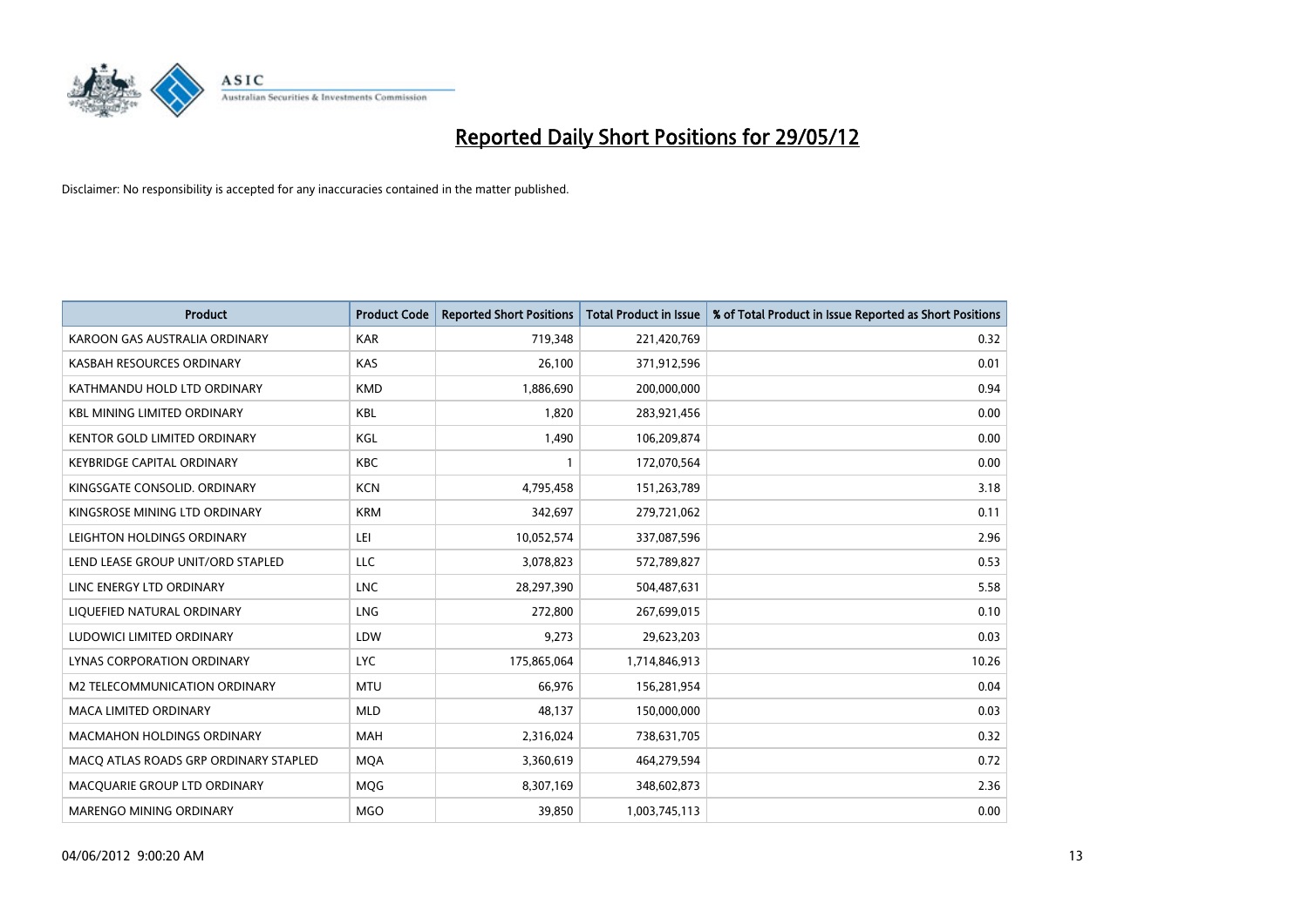# Reported Daily Short Positions for 29/05/12

Disclaimer: No responsibility is accepted for any inaccuracies contained in the matter published.

| Product | Product Code | Reported Short Positions | Total Product in Issue | % of Total Product in Issue Reported as Short Positions |
|---|---|---|---|---|
| KAROON GAS AUSTRALIA ORDINARY | KAR | 719,348 | 221,420,769 | 0.32 |
| KASBAH RESOURCES ORDINARY | KAS | 26,100 | 371,912,596 | 0.01 |
| KATHMANDU HOLD LTD ORDINARY | KMD | 1,886,690 | 200,000,000 | 0.94 |
| KBL MINING LIMITED ORDINARY | KBL | 1,820 | 283,921,456 | 0.00 |
| KENTOR GOLD LIMITED ORDINARY | KGL | 1,490 | 106,209,874 | 0.00 |
| KEYBRIDGE CAPITAL ORDINARY | KBC | 1 | 172,070,564 | 0.00 |
| KINGSGATE CONSOLID. ORDINARY | KCN | 4,795,458 | 151,263,789 | 3.18 |
| KINGSROSE MINING LTD ORDINARY | KRM | 342,697 | 279,721,062 | 0.11 |
| LEIGHTON HOLDINGS ORDINARY | LEI | 10,052,574 | 337,087,596 | 2.96 |
| LEND LEASE GROUP UNIT/ORD STAPLED | LLC | 3,078,823 | 572,789,827 | 0.53 |
| LINC ENERGY LTD ORDINARY | LNC | 28,297,390 | 504,487,631 | 5.58 |
| LIQUEFIED NATURAL ORDINARY | LNG | 272,800 | 267,699,015 | 0.10 |
| LUDOWICI LIMITED ORDINARY | LDW | 9,273 | 29,623,203 | 0.03 |
| LYNAS CORPORATION ORDINARY | LYC | 175,865,064 | 1,714,846,913 | 10.26 |
| M2 TELECOMMUNICATION ORDINARY | MTU | 66,976 | 156,281,954 | 0.04 |
| MACA LIMITED ORDINARY | MLD | 48,137 | 150,000,000 | 0.03 |
| MACMAHON HOLDINGS ORDINARY | MAH | 2,316,024 | 738,631,705 | 0.32 |
| MACQ ATLAS ROADS GRP ORDINARY STAPLED | MQA | 3,360,619 | 464,279,594 | 0.72 |
| MACQUARIE GROUP LTD ORDINARY | MQG | 8,307,169 | 348,602,873 | 2.36 |
| MARENGO MINING ORDINARY | MGO | 39,850 | 1,003,745,113 | 0.00 |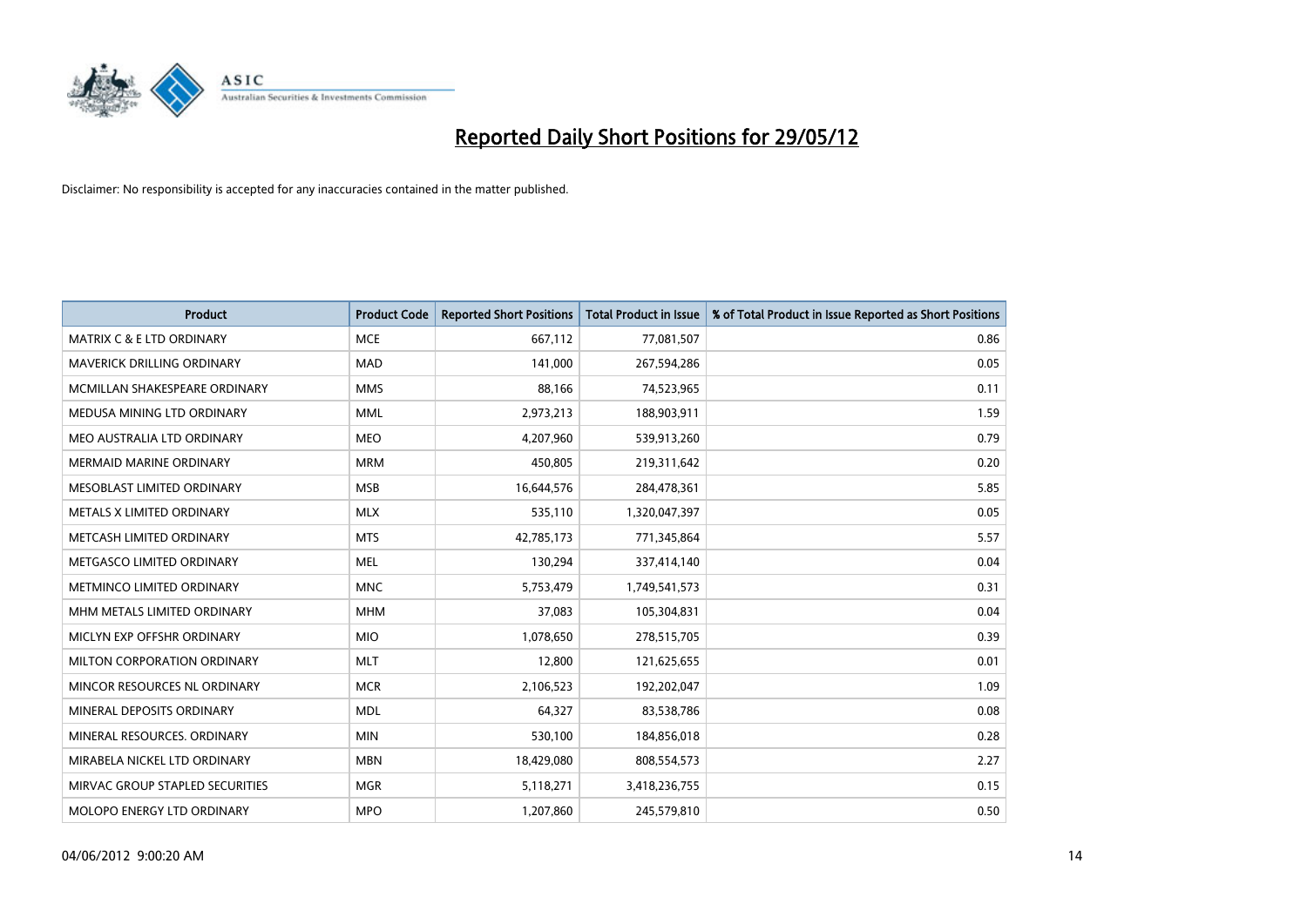# Reported Daily Short Positions for 29/05/12

Disclaimer: No responsibility is accepted for any inaccuracies contained in the matter published.

| Product | Product Code | Reported Short Positions | Total Product in Issue | % of Total Product in Issue Reported as Short Positions |
|---|---|---|---|---|
| MATRIX C & E LTD ORDINARY | MCE | 667,112 | 77,081,507 | 0.86 |
| MAVERICK DRILLING ORDINARY | MAD | 141,000 | 267,594,286 | 0.05 |
| MCMILLAN SHAKESPEARE ORDINARY | MMS | 88,166 | 74,523,965 | 0.11 |
| MEDUSA MINING LTD ORDINARY | MML | 2,973,213 | 188,903,911 | 1.59 |
| MEO AUSTRALIA LTD ORDINARY | MEO | 4,207,960 | 539,913,260 | 0.79 |
| MERMAID MARINE ORDINARY | MRM | 450,805 | 219,311,642 | 0.20 |
| MESOBLAST LIMITED ORDINARY | MSB | 16,644,576 | 284,478,361 | 5.85 |
| METALS X LIMITED ORDINARY | MLX | 535,110 | 1,320,047,397 | 0.05 |
| METCASH LIMITED ORDINARY | MTS | 42,785,173 | 771,345,864 | 5.57 |
| METGASCO LIMITED ORDINARY | MEL | 130,294 | 337,414,140 | 0.04 |
| METMINCO LIMITED ORDINARY | MNC | 5,753,479 | 1,749,541,573 | 0.31 |
| MHM METALS LIMITED ORDINARY | MHM | 37,083 | 105,304,831 | 0.04 |
| MICLYN EXP OFFSHR ORDINARY | MIO | 1,078,650 | 278,515,705 | 0.39 |
| MILTON CORPORATION ORDINARY | MLT | 12,800 | 121,625,655 | 0.01 |
| MINCOR RESOURCES NL ORDINARY | MCR | 2,106,523 | 192,202,047 | 1.09 |
| MINERAL DEPOSITS ORDINARY | MDL | 64,327 | 83,538,786 | 0.08 |
| MINERAL RESOURCES. ORDINARY | MIN | 530,100 | 184,856,018 | 0.28 |
| MIRABELA NICKEL LTD ORDINARY | MBN | 18,429,080 | 808,554,573 | 2.27 |
| MIRVAC GROUP STAPLED SECURITIES | MGR | 5,118,271 | 3,418,236,755 | 0.15 |
| MOLOPO ENERGY LTD ORDINARY | MPO | 1,207,860 | 245,579,810 | 0.50 |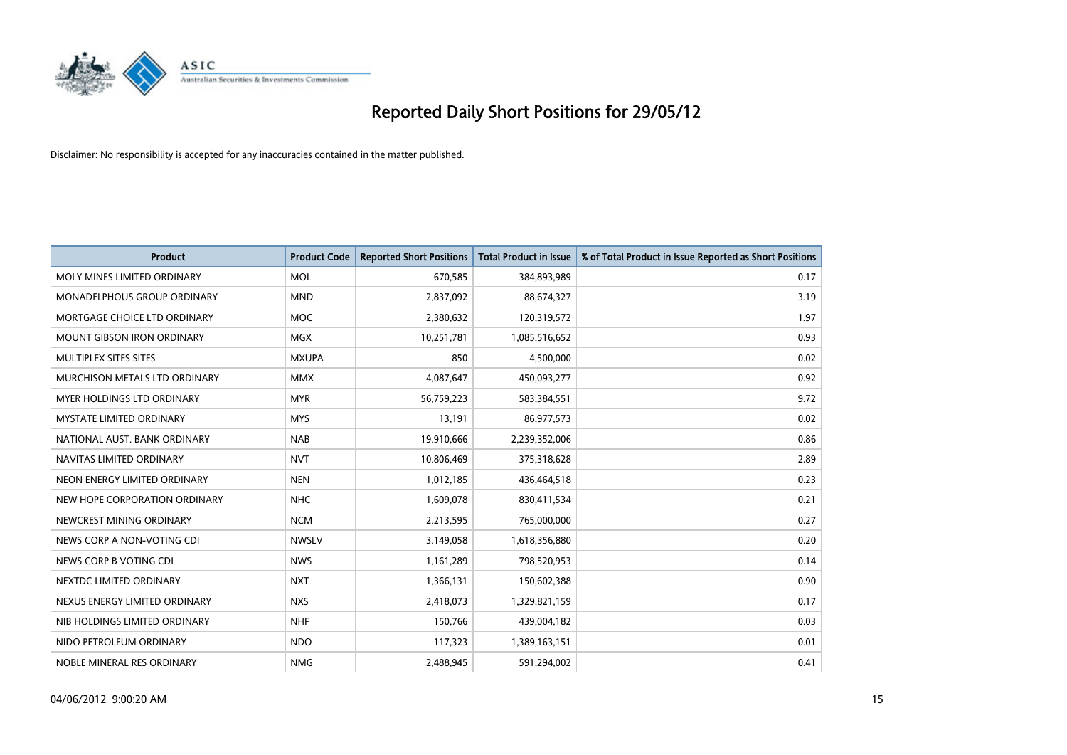# Reported Daily Short Positions for 29/05/12

Disclaimer: No responsibility is accepted for any inaccuracies contained in the matter published.

| Product | Product Code | Reported Short Positions | Total Product in Issue | % of Total Product in Issue Reported as Short Positions |
|---|---|---|---|---|
| MOLY MINES LIMITED ORDINARY | MOL | 670,585 | 384,893,989 | 0.17 |
| MONADELPHOUS GROUP ORDINARY | MND | 2,837,092 | 88,674,327 | 3.19 |
| MORTGAGE CHOICE LTD ORDINARY | MOC | 2,380,632 | 120,319,572 | 1.97 |
| MOUNT GIBSON IRON ORDINARY | MGX | 10,251,781 | 1,085,516,652 | 0.93 |
| MULTIPLEX SITES SITES | MXUPA | 850 | 4,500,000 | 0.02 |
| MURCHISON METALS LTD ORDINARY | MMX | 4,087,647 | 450,093,277 | 0.92 |
| MYER HOLDINGS LTD ORDINARY | MYR | 56,759,223 | 583,384,551 | 9.72 |
| MYSTATE LIMITED ORDINARY | MYS | 13,191 | 86,977,573 | 0.02 |
| NATIONAL AUST. BANK ORDINARY | NAB | 19,910,666 | 2,239,352,006 | 0.86 |
| NAVITAS LIMITED ORDINARY | NVT | 10,806,469 | 375,318,628 | 2.89 |
| NEON ENERGY LIMITED ORDINARY | NEN | 1,012,185 | 436,464,518 | 0.23 |
| NEW HOPE CORPORATION ORDINARY | NHC | 1,609,078 | 830,411,534 | 0.21 |
| NEWCREST MINING ORDINARY | NCM | 2,213,595 | 765,000,000 | 0.27 |
| NEWS CORP A NON-VOTING CDI | NWSLV | 3,149,058 | 1,618,356,880 | 0.20 |
| NEWS CORP B VOTING CDI | NWS | 1,161,289 | 798,520,953 | 0.14 |
| NEXTDC LIMITED ORDINARY | NXT | 1,366,131 | 150,602,388 | 0.90 |
| NEXUS ENERGY LIMITED ORDINARY | NXS | 2,418,073 | 1,329,821,159 | 0.17 |
| NIB HOLDINGS LIMITED ORDINARY | NHF | 150,766 | 439,004,182 | 0.03 |
| NIDO PETROLEUM ORDINARY | NDO | 117,323 | 1,389,163,151 | 0.01 |
| NOBLE MINERAL RES ORDINARY | NMG | 2,488,945 | 591,294,002 | 0.41 |

04/06/2012 9:00:20 AM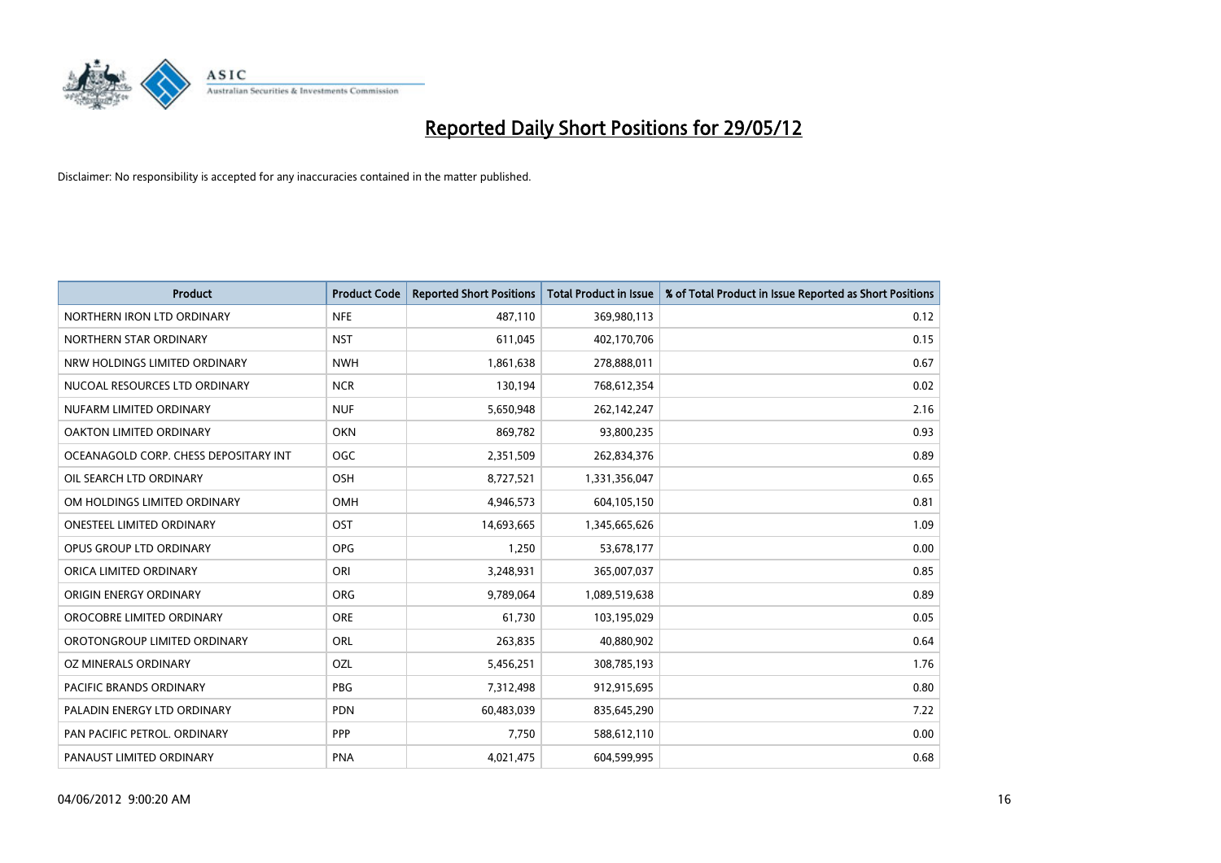# Reported Daily Short Positions for 29/05/12

Disclaimer: No responsibility is accepted for any inaccuracies contained in the matter published.

| Product | Product Code | Reported Short Positions | Total Product in Issue | % of Total Product in Issue Reported as Short Positions |
|---|---|---|---|---|
| NORTHERN IRON LTD ORDINARY | NFE | 487,110 | 369,980,113 | 0.12 |
| NORTHERN STAR ORDINARY | NST | 611,045 | 402,170,706 | 0.15 |
| NRW HOLDINGS LIMITED ORDINARY | NWH | 1,861,638 | 278,888,011 | 0.67 |
| NUCOAL RESOURCES LTD ORDINARY | NCR | 130,194 | 768,612,354 | 0.02 |
| NUFARM LIMITED ORDINARY | NUF | 5,650,948 | 262,142,247 | 2.16 |
| OAKTON LIMITED ORDINARY | OKN | 869,782 | 93,800,235 | 0.93 |
| OCEANAGOLD CORP. CHESS DEPOSITARY INT | OGC | 2,351,509 | 262,834,376 | 0.89 |
| OIL SEARCH LTD ORDINARY | OSH | 8,727,521 | 1,331,356,047 | 0.65 |
| OM HOLDINGS LIMITED ORDINARY | OMH | 4,946,573 | 604,105,150 | 0.81 |
| ONESTEEL LIMITED ORDINARY | OST | 14,693,665 | 1,345,665,626 | 1.09 |
| OPUS GROUP LTD ORDINARY | OPG | 1,250 | 53,678,177 | 0.00 |
| ORICA LIMITED ORDINARY | ORI | 3,248,931 | 365,007,037 | 0.85 |
| ORIGIN ENERGY ORDINARY | ORG | 9,789,064 | 1,089,519,638 | 0.89 |
| OROCOBRE LIMITED ORDINARY | ORE | 61,730 | 103,195,029 | 0.05 |
| OROTONGROUP LIMITED ORDINARY | ORL | 263,835 | 40,880,902 | 0.64 |
| OZ MINERALS ORDINARY | OZL | 5,456,251 | 308,785,193 | 1.76 |
| PACIFIC BRANDS ORDINARY | PBG | 7,312,498 | 912,915,695 | 0.80 |
| PALADIN ENERGY LTD ORDINARY | PDN | 60,483,039 | 835,645,290 | 7.22 |
| PAN PACIFIC PETROL. ORDINARY | PPP | 7,750 | 588,612,110 | 0.00 |
| PANAUST LIMITED ORDINARY | PNA | 4,021,475 | 604,599,995 | 0.68 |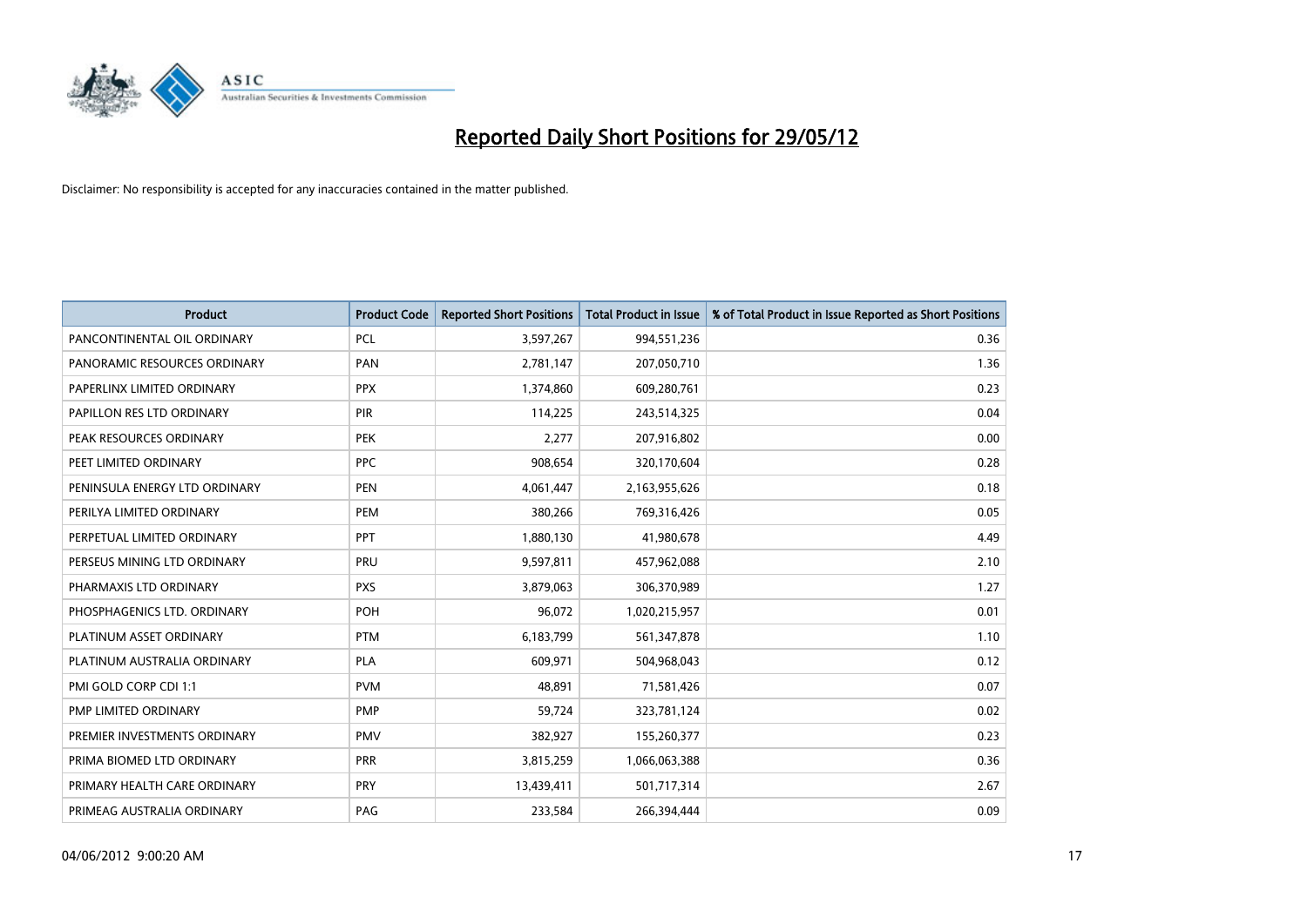# Reported Daily Short Positions for 29/05/12

Disclaimer: No responsibility is accepted for any inaccuracies contained in the matter published.

| Product | Product Code | Reported Short Positions | Total Product in Issue | % of Total Product in Issue Reported as Short Positions |
|---|---|---|---|---|
| PANCONTINENTAL OIL ORDINARY | PCL | 3,597,267 | 994,551,236 | 0.36 |
| PANORAMIC RESOURCES ORDINARY | PAN | 2,781,147 | 207,050,710 | 1.36 |
| PAPERLINX LIMITED ORDINARY | PPX | 1,374,860 | 609,280,761 | 0.23 |
| PAPILLON RES LTD ORDINARY | PIR | 114,225 | 243,514,325 | 0.04 |
| PEAK RESOURCES ORDINARY | PEK | 2,277 | 207,916,802 | 0.00 |
| PEET LIMITED ORDINARY | PPC | 908,654 | 320,170,604 | 0.28 |
| PENINSULA ENERGY LTD ORDINARY | PEN | 4,061,447 | 2,163,955,626 | 0.18 |
| PERILYA LIMITED ORDINARY | PEM | 380,266 | 769,316,426 | 0.05 |
| PERPETUAL LIMITED ORDINARY | PPT | 1,880,130 | 41,980,678 | 4.49 |
| PERSEUS MINING LTD ORDINARY | PRU | 9,597,811 | 457,962,088 | 2.10 |
| PHARMAXIS LTD ORDINARY | PXS | 3,879,063 | 306,370,989 | 1.27 |
| PHOSPHAGENICS LTD. ORDINARY | POH | 96,072 | 1,020,215,957 | 0.01 |
| PLATINUM ASSET ORDINARY | PTM | 6,183,799 | 561,347,878 | 1.10 |
| PLATINUM AUSTRALIA ORDINARY | PLA | 609,971 | 504,968,043 | 0.12 |
| PMI GOLD CORP CDI 1:1 | PVM | 48,891 | 71,581,426 | 0.07 |
| PMP LIMITED ORDINARY | PMP | 59,724 | 323,781,124 | 0.02 |
| PREMIER INVESTMENTS ORDINARY | PMV | 382,927 | 155,260,377 | 0.23 |
| PRIMA BIOMED LTD ORDINARY | PRR | 3,815,259 | 1,066,063,388 | 0.36 |
| PRIMARY HEALTH CARE ORDINARY | PRY | 13,439,411 | 501,717,314 | 2.67 |
| PRIMEAG AUSTRALIA ORDINARY | PAG | 233,584 | 266,394,444 | 0.09 |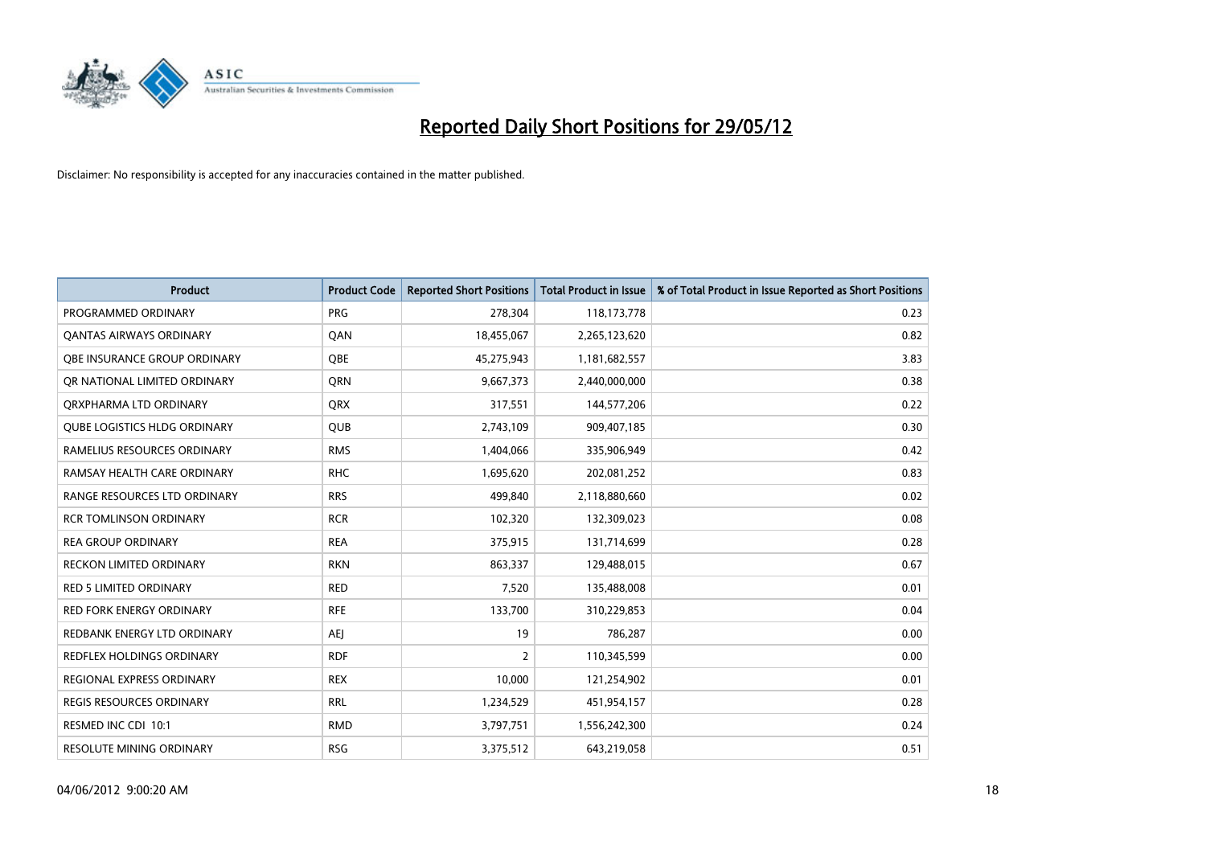# Reported Daily Short Positions for 29/05/12

Disclaimer: No responsibility is accepted for any inaccuracies contained in the matter published.

| Product | Product Code | Reported Short Positions | Total Product in Issue | % of Total Product in Issue Reported as Short Positions |
|---|---|---|---|---|
| PROGRAMMED ORDINARY | PRG | 278,304 | 118,173,778 | 0.23 |
| QANTAS AIRWAYS ORDINARY | QAN | 18,455,067 | 2,265,123,620 | 0.82 |
| QBE INSURANCE GROUP ORDINARY | QBE | 45,275,943 | 1,181,682,557 | 3.83 |
| QR NATIONAL LIMITED ORDINARY | QRN | 9,667,373 | 2,440,000,000 | 0.38 |
| QRXPHARMA LTD ORDINARY | QRX | 317,551 | 144,577,206 | 0.22 |
| QUBE LOGISTICS HLDG ORDINARY | QUB | 2,743,109 | 909,407,185 | 0.30 |
| RAMELIUS RESOURCES ORDINARY | RMS | 1,404,066 | 335,906,949 | 0.42 |
| RAMSAY HEALTH CARE ORDINARY | RHC | 1,695,620 | 202,081,252 | 0.83 |
| RANGE RESOURCES LTD ORDINARY | RRS | 499,840 | 2,118,880,660 | 0.02 |
| RCR TOMLINSON ORDINARY | RCR | 102,320 | 132,309,023 | 0.08 |
| REA GROUP ORDINARY | REA | 375,915 | 131,714,699 | 0.28 |
| RECKON LIMITED ORDINARY | RKN | 863,337 | 129,488,015 | 0.67 |
| RED 5 LIMITED ORDINARY | RED | 7,520 | 135,488,008 | 0.01 |
| RED FORK ENERGY ORDINARY | RFE | 133,700 | 310,229,853 | 0.04 |
| REDBANK ENERGY LTD ORDINARY | AEJ | 19 | 786,287 | 0.00 |
| REDFLEX HOLDINGS ORDINARY | RDF | 2 | 110,345,599 | 0.00 |
| REGIONAL EXPRESS ORDINARY | REX | 10,000 | 121,254,902 | 0.01 |
| REGIS RESOURCES ORDINARY | RRL | 1,234,529 | 451,954,157 | 0.28 |
| RESMED INC CDI 10:1 | RMD | 3,797,751 | 1,556,242,300 | 0.24 |
| RESOLUTE MINING ORDINARY | RSG | 3,375,512 | 643,219,058 | 0.51 |

04/06/2012 9:00:20 AM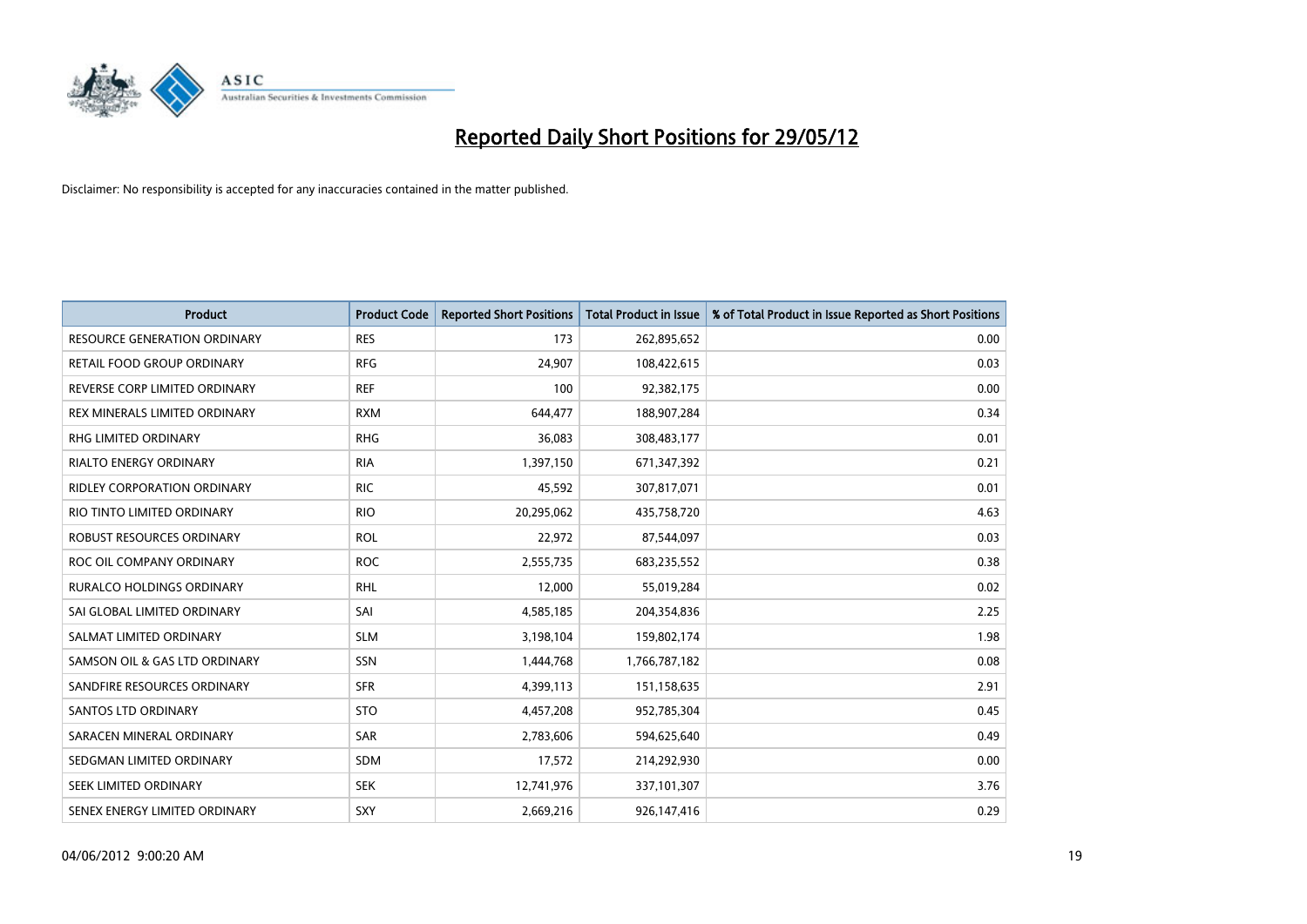# Reported Daily Short Positions for 29/05/12

Disclaimer: No responsibility is accepted for any inaccuracies contained in the matter published.

| Product | Product Code | Reported Short Positions | Total Product in Issue | % of Total Product in Issue Reported as Short Positions |
|---|---|---|---|---|
| RESOURCE GENERATION ORDINARY | RES | 173 | 262,895,652 | 0.00 |
| RETAIL FOOD GROUP ORDINARY | RFG | 24,907 | 108,422,615 | 0.03 |
| REVERSE CORP LIMITED ORDINARY | REF | 100 | 92,382,175 | 0.00 |
| REX MINERALS LIMITED ORDINARY | RXM | 644,477 | 188,907,284 | 0.34 |
| RHG LIMITED ORDINARY | RHG | 36,083 | 308,483,177 | 0.01 |
| RIALTO ENERGY ORDINARY | RIA | 1,397,150 | 671,347,392 | 0.21 |
| RIDLEY CORPORATION ORDINARY | RIC | 45,592 | 307,817,071 | 0.01 |
| RIO TINTO LIMITED ORDINARY | RIO | 20,295,062 | 435,758,720 | 4.63 |
| ROBUST RESOURCES ORDINARY | ROL | 22,972 | 87,544,097 | 0.03 |
| ROC OIL COMPANY ORDINARY | ROC | 2,555,735 | 683,235,552 | 0.38 |
| RURALCO HOLDINGS ORDINARY | RHL | 12,000 | 55,019,284 | 0.02 |
| SAI GLOBAL LIMITED ORDINARY | SAI | 4,585,185 | 204,354,836 | 2.25 |
| SALMAT LIMITED ORDINARY | SLM | 3,198,104 | 159,802,174 | 1.98 |
| SAMSON OIL & GAS LTD ORDINARY | SSN | 1,444,768 | 1,766,787,182 | 0.08 |
| SANDFIRE RESOURCES ORDINARY | SFR | 4,399,113 | 151,158,635 | 2.91 |
| SANTOS LTD ORDINARY | STO | 4,457,208 | 952,785,304 | 0.45 |
| SARACEN MINERAL ORDINARY | SAR | 2,783,606 | 594,625,640 | 0.49 |
| SEDGMAN LIMITED ORDINARY | SDM | 17,572 | 214,292,930 | 0.00 |
| SEEK LIMITED ORDINARY | SEK | 12,741,976 | 337,101,307 | 3.76 |
| SENEX ENERGY LIMITED ORDINARY | SXY | 2,669,216 | 926,147,416 | 0.29 |

04/06/2012 9:00:20 AM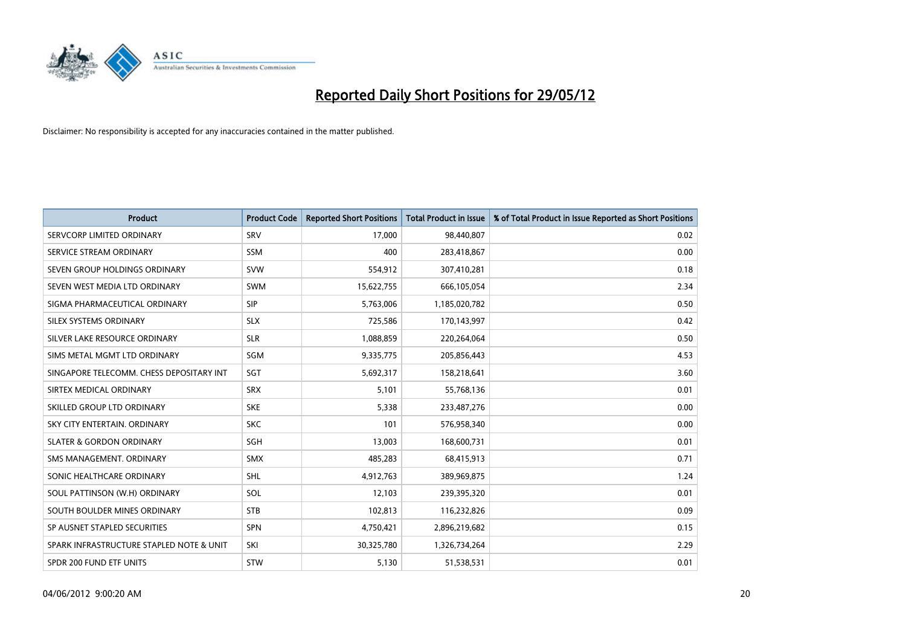# Reported Daily Short Positions for 29/05/12

Disclaimer: No responsibility is accepted for any inaccuracies contained in the matter published.

| Product | Product Code | Reported Short Positions | Total Product in Issue | % of Total Product in Issue Reported as Short Positions |
|---|---|---|---|---|
| SERVCORP LIMITED ORDINARY | SRV | 17,000 | 98,440,807 | 0.02 |
| SERVICE STREAM ORDINARY | SSM | 400 | 283,418,867 | 0.00 |
| SEVEN GROUP HOLDINGS ORDINARY | SVW | 554,912 | 307,410,281 | 0.18 |
| SEVEN WEST MEDIA LTD ORDINARY | SWM | 15,622,755 | 666,105,054 | 2.34 |
| SIGMA PHARMACEUTICAL ORDINARY | SIP | 5,763,006 | 1,185,020,782 | 0.50 |
| SILEX SYSTEMS ORDINARY | SLX | 725,586 | 170,143,997 | 0.42 |
| SILVER LAKE RESOURCE ORDINARY | SLR | 1,088,859 | 220,264,064 | 0.50 |
| SIMS METAL MGMT LTD ORDINARY | SGM | 9,335,775 | 205,856,443 | 4.53 |
| SINGAPORE TELECOMM. CHESS DEPOSITARY INT | SGT | 5,692,317 | 158,218,641 | 3.60 |
| SIRTEX MEDICAL ORDINARY | SRX | 5,101 | 55,768,136 | 0.01 |
| SKILLED GROUP LTD ORDINARY | SKE | 5,338 | 233,487,276 | 0.00 |
| SKY CITY ENTERTAIN. ORDINARY | SKC | 101 | 576,958,340 | 0.00 |
| SLATER & GORDON ORDINARY | SGH | 13,003 | 168,600,731 | 0.01 |
| SMS MANAGEMENT. ORDINARY | SMX | 485,283 | 68,415,913 | 0.71 |
| SONIC HEALTHCARE ORDINARY | SHL | 4,912,763 | 389,969,875 | 1.24 |
| SOUL PATTINSON (W.H) ORDINARY | SOL | 12,103 | 239,395,320 | 0.01 |
| SOUTH BOULDER MINES ORDINARY | STB | 102,813 | 116,232,826 | 0.09 |
| SP AUSNET STAPLED SECURITIES | SPN | 4,750,421 | 2,896,219,682 | 0.15 |
| SPARK INFRASTRUCTURE STAPLED NOTE & UNIT | SKI | 30,325,780 | 1,326,734,264 | 2.29 |
| SPDR 200 FUND ETF UNITS | STW | 5,130 | 51,538,531 | 0.01 |

04/06/2012 9:00:20 AM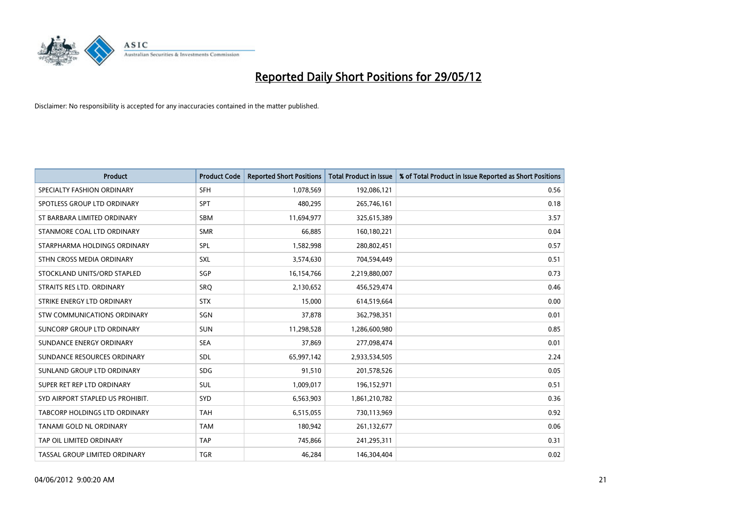# Reported Daily Short Positions for 29/05/12

Disclaimer: No responsibility is accepted for any inaccuracies contained in the matter published.

| Product | Product Code | Reported Short Positions | Total Product in Issue | % of Total Product in Issue Reported as Short Positions |
|---|---|---|---|---|
| SPECIALTY FASHION ORDINARY | SFH | 1,078,569 | 192,086,121 | 0.56 |
| SPOTLESS GROUP LTD ORDINARY | SPT | 480,295 | 265,746,161 | 0.18 |
| ST BARBARA LIMITED ORDINARY | SBM | 11,694,977 | 325,615,389 | 3.57 |
| STANMORE COAL LTD ORDINARY | SMR | 66,885 | 160,180,221 | 0.04 |
| STARPHARMA HOLDINGS ORDINARY | SPL | 1,582,998 | 280,802,451 | 0.57 |
| STHN CROSS MEDIA ORDINARY | SXL | 3,574,630 | 704,594,449 | 0.51 |
| STOCKLAND UNITS/ORD STAPLED | SGP | 16,154,766 | 2,219,880,007 | 0.73 |
| STRAITS RES LTD. ORDINARY | SRQ | 2,130,652 | 456,529,474 | 0.46 |
| STRIKE ENERGY LTD ORDINARY | STX | 15,000 | 614,519,664 | 0.00 |
| STW COMMUNICATIONS ORDINARY | SGN | 37,878 | 362,798,351 | 0.01 |
| SUNCORP GROUP LTD ORDINARY | SUN | 11,298,528 | 1,286,600,980 | 0.85 |
| SUNDANCE ENERGY ORDINARY | SEA | 37,869 | 277,098,474 | 0.01 |
| SUNDANCE RESOURCES ORDINARY | SDL | 65,997,142 | 2,933,534,505 | 2.24 |
| SUNLAND GROUP LTD ORDINARY | SDG | 91,510 | 201,578,526 | 0.05 |
| SUPER RET REP LTD ORDINARY | SUL | 1,009,017 | 196,152,971 | 0.51 |
| SYD AIRPORT STAPLED US PROHIBIT. | SYD | 6,563,903 | 1,861,210,782 | 0.36 |
| TABCORP HOLDINGS LTD ORDINARY | TAH | 6,515,055 | 730,113,969 | 0.92 |
| TANAMI GOLD NL ORDINARY | TAM | 180,942 | 261,132,677 | 0.06 |
| TAP OIL LIMITED ORDINARY | TAP | 745,866 | 241,295,311 | 0.31 |
| TASSAL GROUP LIMITED ORDINARY | TGR | 46,284 | 146,304,404 | 0.02 |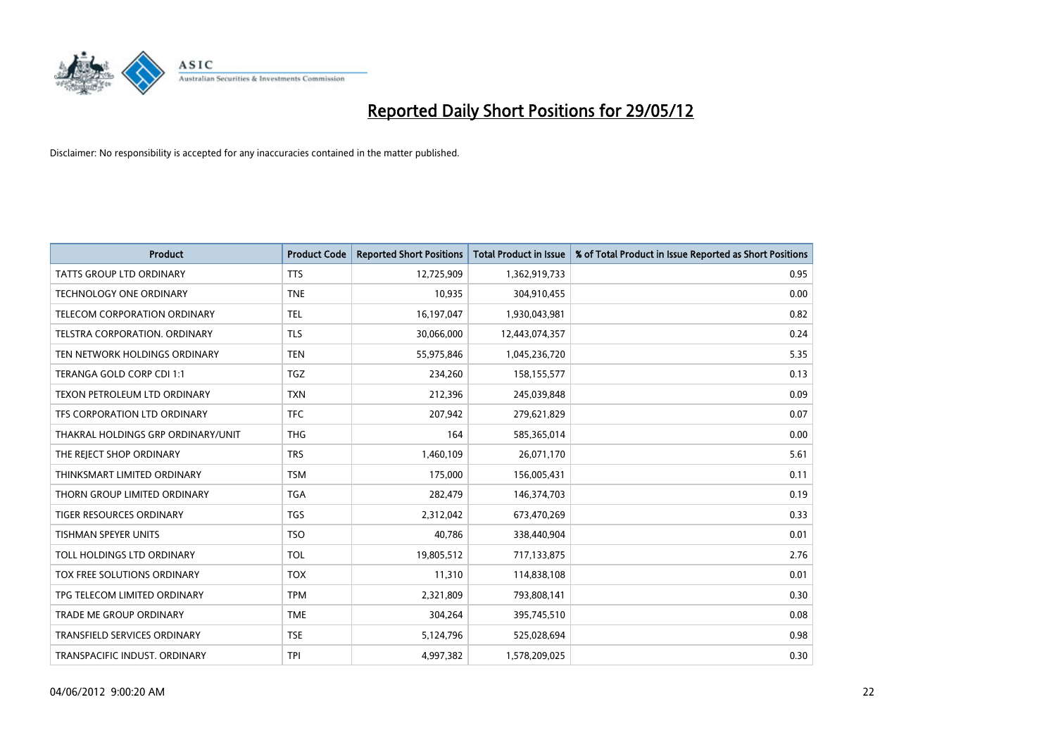# Reported Daily Short Positions for 29/05/12

Disclaimer: No responsibility is accepted for any inaccuracies contained in the matter published.

| Product | Product Code | Reported Short Positions | Total Product in Issue | % of Total Product in Issue Reported as Short Positions |
|---|---|---|---|---|
| TATTS GROUP LTD ORDINARY | TTS | 12,725,909 | 1,362,919,733 | 0.95 |
| TECHNOLOGY ONE ORDINARY | TNE | 10,935 | 304,910,455 | 0.00 |
| TELECOM CORPORATION ORDINARY | TEL | 16,197,047 | 1,930,043,981 | 0.82 |
| TELSTRA CORPORATION. ORDINARY | TLS | 30,066,000 | 12,443,074,357 | 0.24 |
| TEN NETWORK HOLDINGS ORDINARY | TEN | 55,975,846 | 1,045,236,720 | 5.35 |
| TERANGA GOLD CORP CDI 1:1 | TGZ | 234,260 | 158,155,577 | 0.13 |
| TEXON PETROLEUM LTD ORDINARY | TXN | 212,396 | 245,039,848 | 0.09 |
| TFS CORPORATION LTD ORDINARY | TFC | 207,942 | 279,621,829 | 0.07 |
| THAKRAL HOLDINGS GRP ORDINARY/UNIT | THG | 164 | 585,365,014 | 0.00 |
| THE REJECT SHOP ORDINARY | TRS | 1,460,109 | 26,071,170 | 5.61 |
| THINKSMART LIMITED ORDINARY | TSM | 175,000 | 156,005,431 | 0.11 |
| THORN GROUP LIMITED ORDINARY | TGA | 282,479 | 146,374,703 | 0.19 |
| TIGER RESOURCES ORDINARY | TGS | 2,312,042 | 673,470,269 | 0.33 |
| TISHMAN SPEYER UNITS | TSO | 40,786 | 338,440,904 | 0.01 |
| TOLL HOLDINGS LTD ORDINARY | TOL | 19,805,512 | 717,133,875 | 2.76 |
| TOX FREE SOLUTIONS ORDINARY | TOX | 11,310 | 114,838,108 | 0.01 |
| TPG TELECOM LIMITED ORDINARY | TPM | 2,321,809 | 793,808,141 | 0.30 |
| TRADE ME GROUP ORDINARY | TME | 304,264 | 395,745,510 | 0.08 |
| TRANSFIELD SERVICES ORDINARY | TSE | 5,124,796 | 525,028,694 | 0.98 |
| TRANSPACIFIC INDUST. ORDINARY | TPI | 4,997,382 | 1,578,209,025 | 0.30 |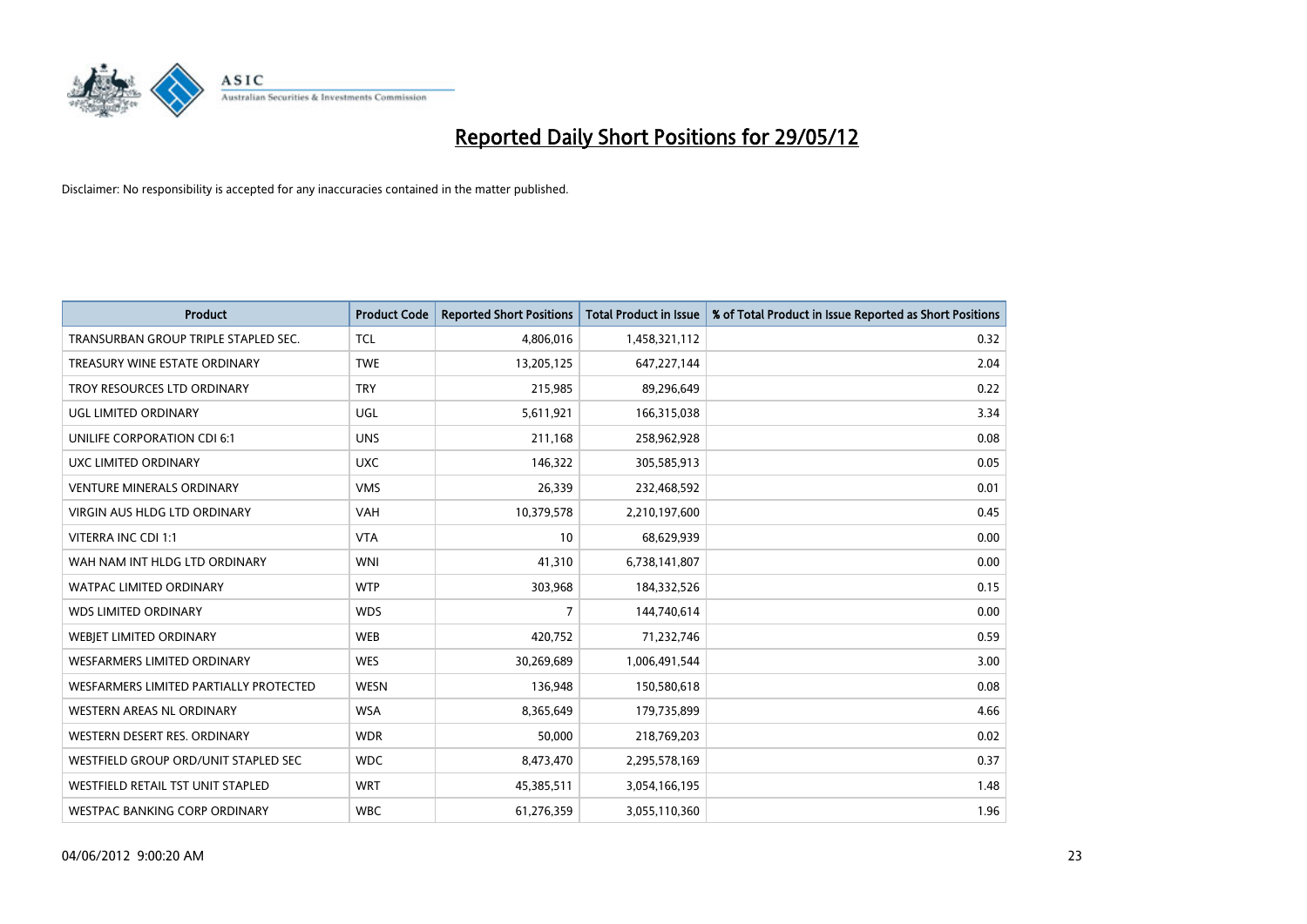# Reported Daily Short Positions for 29/05/12

Disclaimer: No responsibility is accepted for any inaccuracies contained in the matter published.

| Product | Product Code | Reported Short Positions | Total Product in Issue | % of Total Product in Issue Reported as Short Positions |
|---|---|---|---|---|
| TRANSURBAN GROUP TRIPLE STAPLED SEC. | TCL | 4,806,016 | 1,458,321,112 | 0.32 |
| TREASURY WINE ESTATE ORDINARY | TWE | 13,205,125 | 647,227,144 | 2.04 |
| TROY RESOURCES LTD ORDINARY | TRY | 215,985 | 89,296,649 | 0.22 |
| UGL LIMITED ORDINARY | UGL | 5,611,921 | 166,315,038 | 3.34 |
| UNILIFE CORPORATION CDI 6:1 | UNS | 211,168 | 258,962,928 | 0.08 |
| UXC LIMITED ORDINARY | UXC | 146,322 | 305,585,913 | 0.05 |
| VENTURE MINERALS ORDINARY | VMS | 26,339 | 232,468,592 | 0.01 |
| VIRGIN AUS HLDG LTD ORDINARY | VAH | 10,379,578 | 2,210,197,600 | 0.45 |
| VITERRA INC CDI 1:1 | VTA | 10 | 68,629,939 | 0.00 |
| WAH NAM INT HLDG LTD ORDINARY | WNI | 41,310 | 6,738,141,807 | 0.00 |
| WATPAC LIMITED ORDINARY | WTP | 303,968 | 184,332,526 | 0.15 |
| WDS LIMITED ORDINARY | WDS | 7 | 144,740,614 | 0.00 |
| WEBJET LIMITED ORDINARY | WEB | 420,752 | 71,232,746 | 0.59 |
| WESFARMERS LIMITED ORDINARY | WES | 30,269,689 | 1,006,491,544 | 3.00 |
| WESFARMERS LIMITED PARTIALLY PROTECTED | WESN | 136,948 | 150,580,618 | 0.08 |
| WESTERN AREAS NL ORDINARY | WSA | 8,365,649 | 179,735,899 | 4.66 |
| WESTERN DESERT RES. ORDINARY | WDR | 50,000 | 218,769,203 | 0.02 |
| WESTFIELD GROUP ORD/UNIT STAPLED SEC | WDC | 8,473,470 | 2,295,578,169 | 0.37 |
| WESTFIELD RETAIL TST UNIT STAPLED | WRT | 45,385,511 | 3,054,166,195 | 1.48 |
| WESTPAC BANKING CORP ORDINARY | WBC | 61,276,359 | 3,055,110,360 | 1.96 |

04/06/2012 9:00:20 AM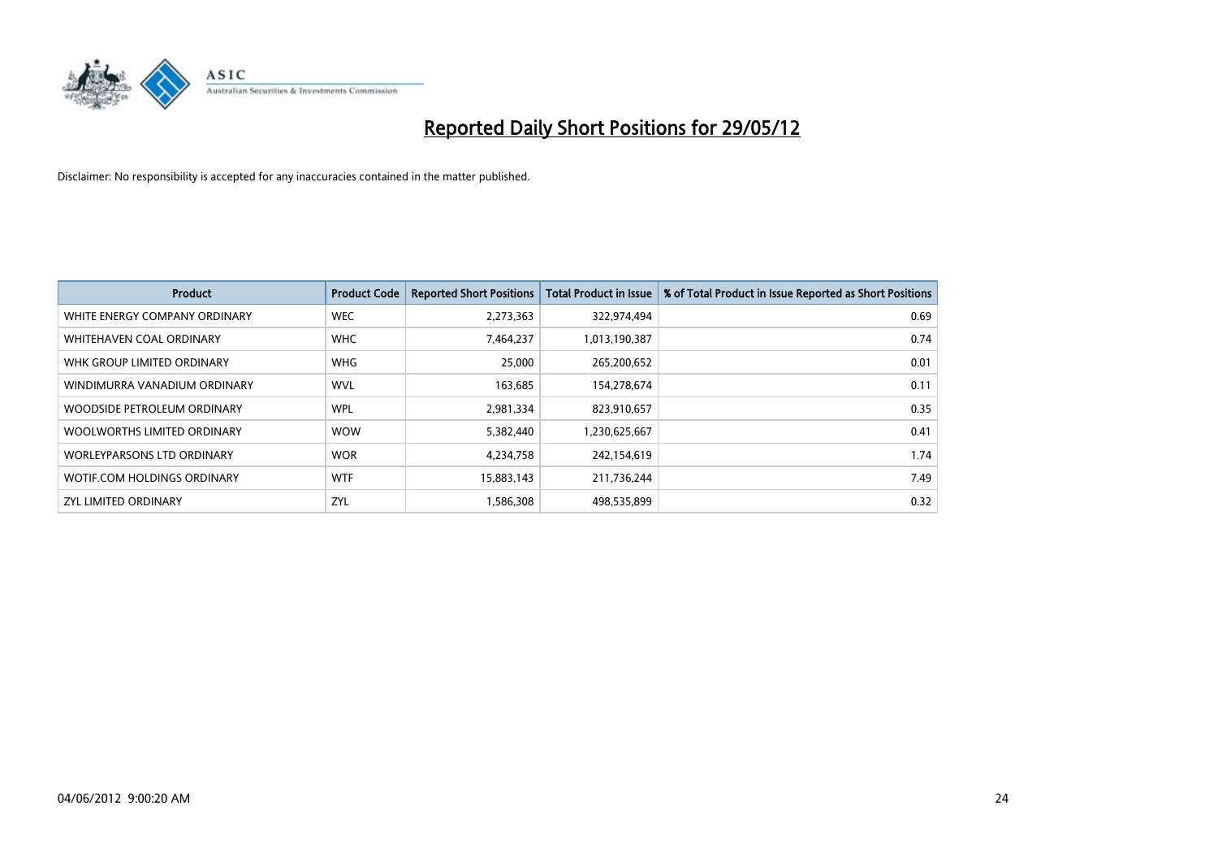# Reported Daily Short Positions for 29/05/12

Disclaimer: No responsibility is accepted for any inaccuracies contained in the matter published.

| Product | Product Code | Reported Short Positions | Total Product in Issue | % of Total Product in Issue Reported as Short Positions |
|---|---|---|---|---|
| WHITE ENERGY COMPANY ORDINARY | WEC | 2,273,363 | 322,974,494 | 0.69 |
| WHITEHAVEN COAL ORDINARY | WHC | 7,464,237 | 1,013,190,387 | 0.74 |
| WHK GROUP LIMITED ORDINARY | WHG | 25,000 | 265,200,652 | 0.01 |
| WINDIMURRA VANADIUM ORDINARY | WVL | 163,685 | 154,278,674 | 0.11 |
| WOODSIDE PETROLEUM ORDINARY | WPL | 2,981,334 | 823,910,657 | 0.35 |
| WOOLWORTHS LIMITED ORDINARY | WOW | 5,382,440 | 1,230,625,667 | 0.41 |
| WORLEYPARSONS LTD ORDINARY | WOR | 4,234,758 | 242,154,619 | 1.74 |
| WOTIF.COM HOLDINGS ORDINARY | WTF | 15,883,143 | 211,736,244 | 7.49 |
| ZYL LIMITED ORDINARY | ZYL | 1,586,308 | 498,535,899 | 0.32 |